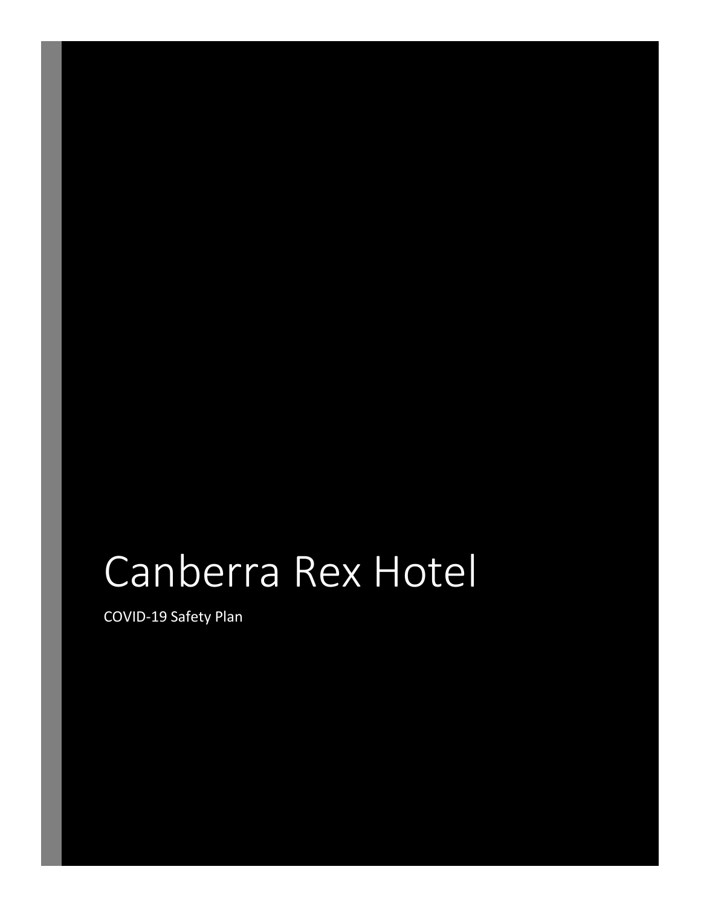# Canberra Rex Hotel

COVID-19 Safety Plan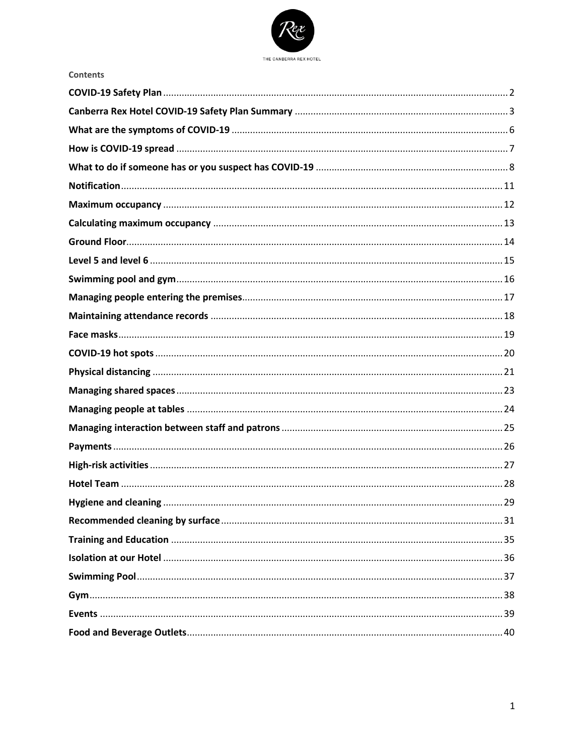Contents

| | |
|---|---|
| **COVID-19 Safety Plan** | 2 |
| **Canberra Rex Hotel COVID-19 Safety Plan Summary** | 3 |
| **What are the symptoms of COVID-19** | 6 |
| **How is COVID-19 spread** | 7 |
| **What to do if someone has or you suspect has COVID-19** | 8 |
| **Notification** | 11 |
| **Maximum occupancy** | 12 |
| **Calculating maximum occupancy** | 13 |
| **Ground Floor** | 14 |
| **Level 5 and level 6** | 15 |
| **Swimming pool and gym** | 16 |
| **Managing people entering the premises** | 17 |
| **Maintaining attendance records** | 18 |
| **Face masks** | 19 |
| **COVID-19 hot spots** | 20 |
| **Physical distancing** | 21 |
| **Managing shared spaces** | 23 |
| **Managing people at tables** | 24 |
| **Managing interaction between staff and patrons** | 25 |
| **Payments** | 26 |
| **High-risk activities** | 27 |
| **Hotel Team** | 28 |
| **Hygiene and cleaning** | 29 |
| **Recommended cleaning by surface** | 31 |
| **Training and Education** | 35 |
| **Isolation at our Hotel** | 36 |
| **Swimming Pool** | 37 |
| **Gym** | 38 |
| **Events** | 39 |
| **Food and Beverage Outlets** | 40 |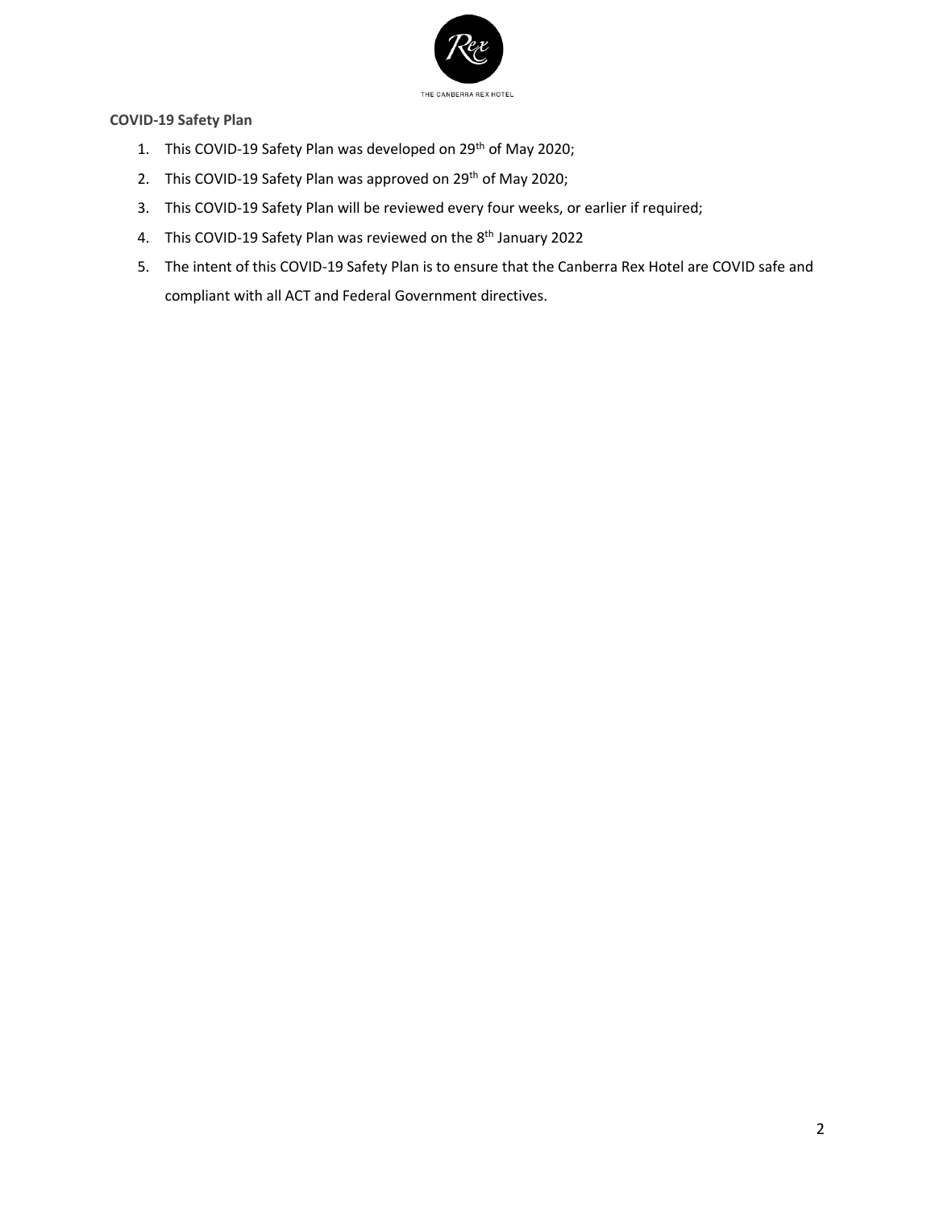**COVID-19 Safety Plan**

1. This COVID-19 Safety Plan was developed on 29th of May 2020;
2. This COVID-19 Safety Plan was approved on 29th of May 2020;
3. This COVID-19 Safety Plan will be reviewed every four weeks, or earlier if required;
4. This COVID-19 Safety Plan was reviewed on the 8th January 2022
5. The intent of this COVID-19 Safety Plan is to ensure that the Canberra Rex Hotel are COVID safe and compliant with all ACT and Federal Government directives.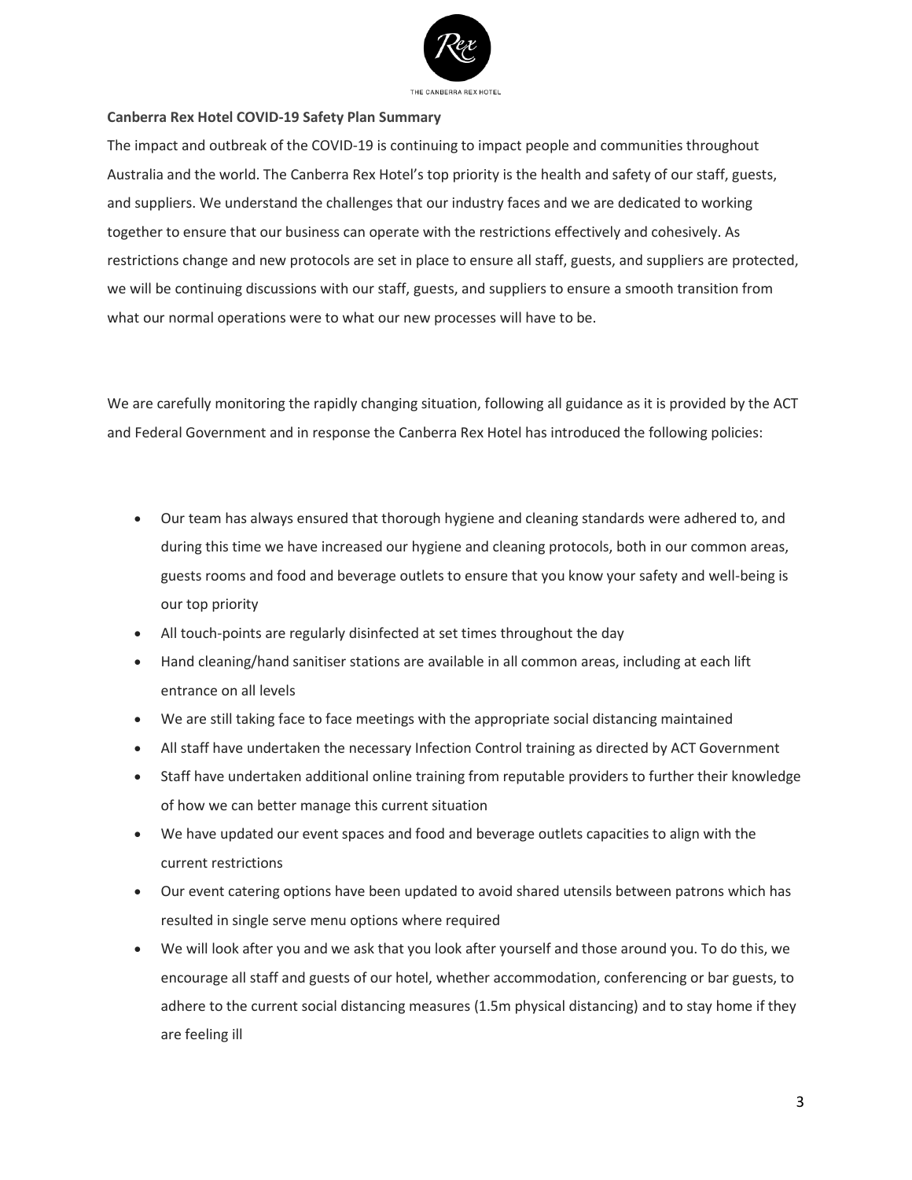**Canberra Rex Hotel COVID-19 Safety Plan Summary**

The impact and outbreak of the COVID-19 is continuing to impact people and communities throughout Australia and the world. The Canberra Rex Hotel's top priority is the health and safety of our staff, guests, and suppliers. We understand the challenges that our industry faces and we are dedicated to working together to ensure that our business can operate with the restrictions effectively and cohesively. As restrictions change and new protocols are set in place to ensure all staff, guests, and suppliers are protected, we will be continuing discussions with our staff, guests, and suppliers to ensure a smooth transition from what our normal operations were to what our new processes will have to be.

We are carefully monitoring the rapidly changing situation, following all guidance as it is provided by the ACT and Federal Government and in response the Canberra Rex Hotel has introduced the following policies:

- Our team has always ensured that thorough hygiene and cleaning standards were adhered to, and during this time we have increased our hygiene and cleaning protocols, both in our common areas, guests rooms and food and beverage outlets to ensure that you know your safety and well-being is our top priority
- All touch-points are regularly disinfected at set times throughout the day
- Hand cleaning/hand sanitiser stations are available in all common areas, including at each lift entrance on all levels
- We are still taking face to face meetings with the appropriate social distancing maintained
- All staff have undertaken the necessary Infection Control training as directed by ACT Government
- Staff have undertaken additional online training from reputable providers to further their knowledge of how we can better manage this current situation
- We have updated our event spaces and food and beverage outlets capacities to align with the current restrictions
- Our event catering options have been updated to avoid shared utensils between patrons which has resulted in single serve menu options where required
- We will look after you and we ask that you look after yourself and those around you. To do this, we encourage all staff and guests of our hotel, whether accommodation, conferencing or bar guests, to adhere to the current social distancing measures (1.5m physical distancing) and to stay home if they are feeling ill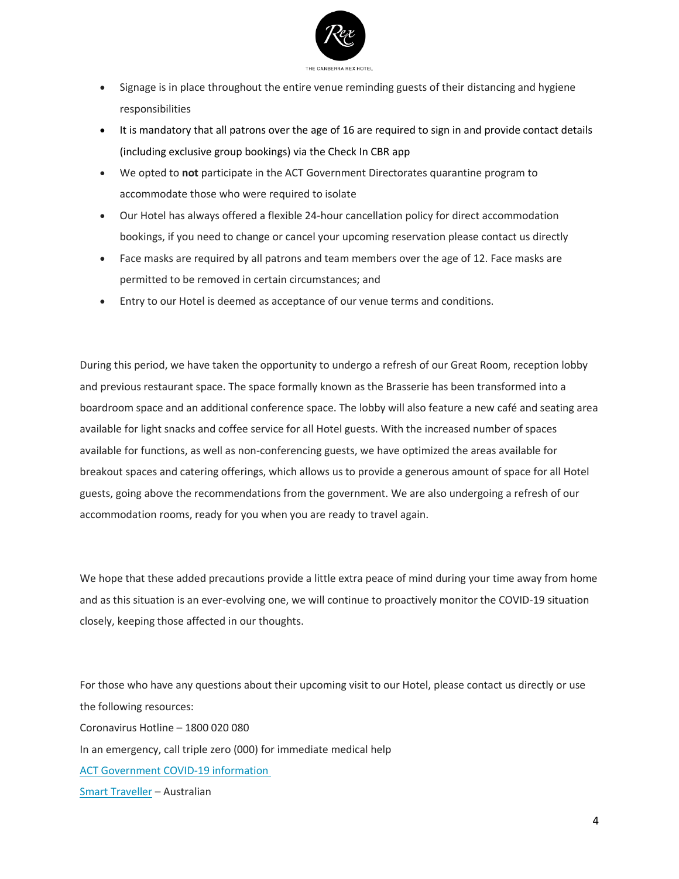- Signage is in place throughout the entire venue reminding guests of their distancing and hygiene responsibilities
- It is mandatory that all patrons over the age of 16 are required to sign in and provide contact details (including exclusive group bookings) via the Check In CBR app
- We opted to **not** participate in the ACT Government Directorates quarantine program to accommodate those who were required to isolate
- Our Hotel has always offered a flexible 24-hour cancellation policy for direct accommodation bookings, if you need to change or cancel your upcoming reservation please contact us directly
- Face masks are required by all patrons and team members over the age of 12. Face masks are permitted to be removed in certain circumstances; and
- Entry to our Hotel is deemed as acceptance of our venue terms and conditions.

During this period, we have taken the opportunity to undergo a refresh of our Great Room, reception lobby and previous restaurant space. The space formally known as the Brasserie has been transformed into a boardroom space and an additional conference space. The lobby will also feature a new café and seating area available for light snacks and coffee service for all Hotel guests. With the increased number of spaces available for functions, as well as non-conferencing guests, we have optimized the areas available for breakout spaces and catering offerings, which allows us to provide a generous amount of space for all Hotel guests, going above the recommendations from the government. We are also undergoing a refresh of our accommodation rooms, ready for you when you are ready to travel again.

We hope that these added precautions provide a little extra peace of mind during your time away from home and as this situation is an ever-evolving one, we will continue to proactively monitor the COVID-19 situation closely, keeping those affected in our thoughts.

For those who have any questions about their upcoming visit to our Hotel, please contact us directly or use the following resources:

Coronavirus Hotline – 1800 020 080

In an emergency, call triple zero (000) for immediate medical help

ACT Government COVID-19 information

Smart Traveller – Australian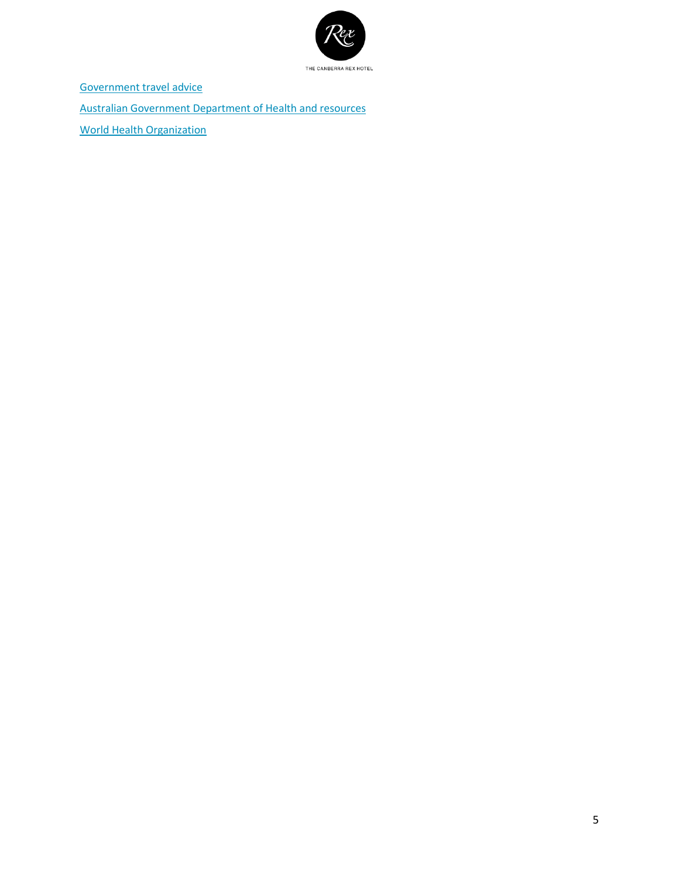[Government travel advice]()

[Australian Government Department of Health and resources]()

[World Health Organization]()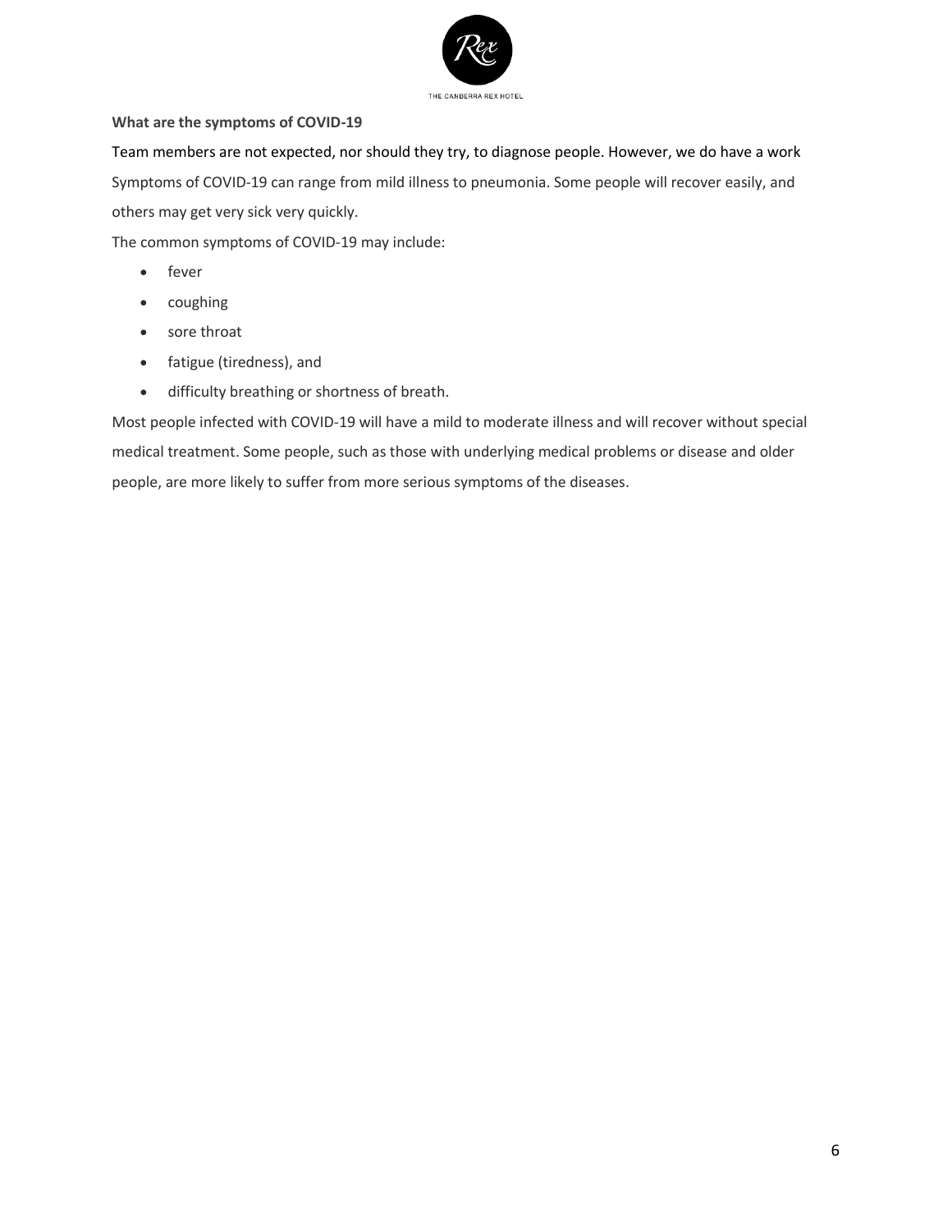**What are the symptoms of COVID-19**

Team members are not expected, nor should they try, to diagnose people. However, we do have a work Symptoms of COVID-19 can range from mild illness to pneumonia. Some people will recover easily, and others may get very sick very quickly.

The common symptoms of COVID-19 may include:

- fever
- coughing
- sore throat
- fatigue (tiredness), and
- difficulty breathing or shortness of breath.

Most people infected with COVID-19 will have a mild to moderate illness and will recover without special medical treatment. Some people, such as those with underlying medical problems or disease and older people, are more likely to suffer from more serious symptoms of the diseases.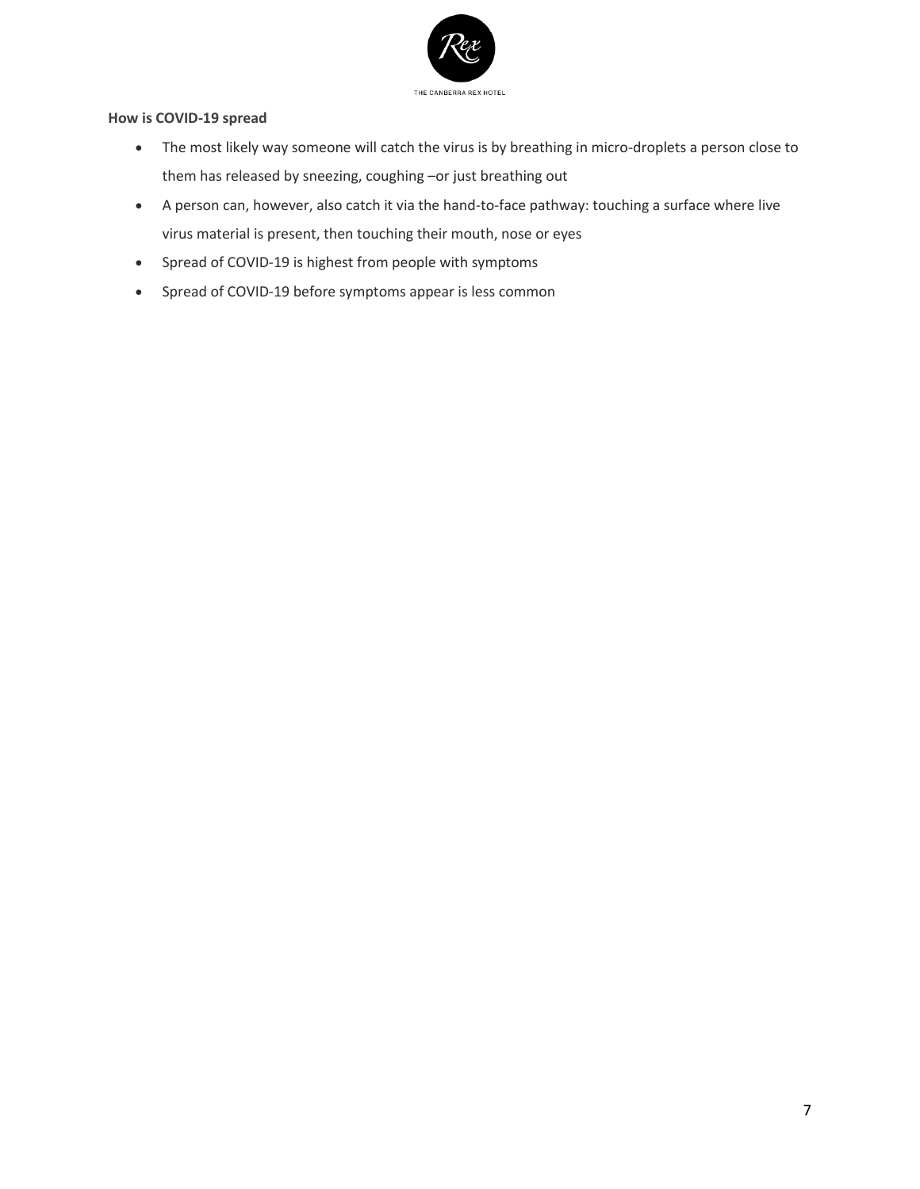**How is COVID-19 spread**

- The most likely way someone will catch the virus is by breathing in micro-droplets a person close to them has released by sneezing, coughing –or just breathing out
- A person can, however, also catch it via the hand-to-face pathway: touching a surface where live virus material is present, then touching their mouth, nose or eyes
- Spread of COVID-19 is highest from people with symptoms
- Spread of COVID-19 before symptoms appear is less common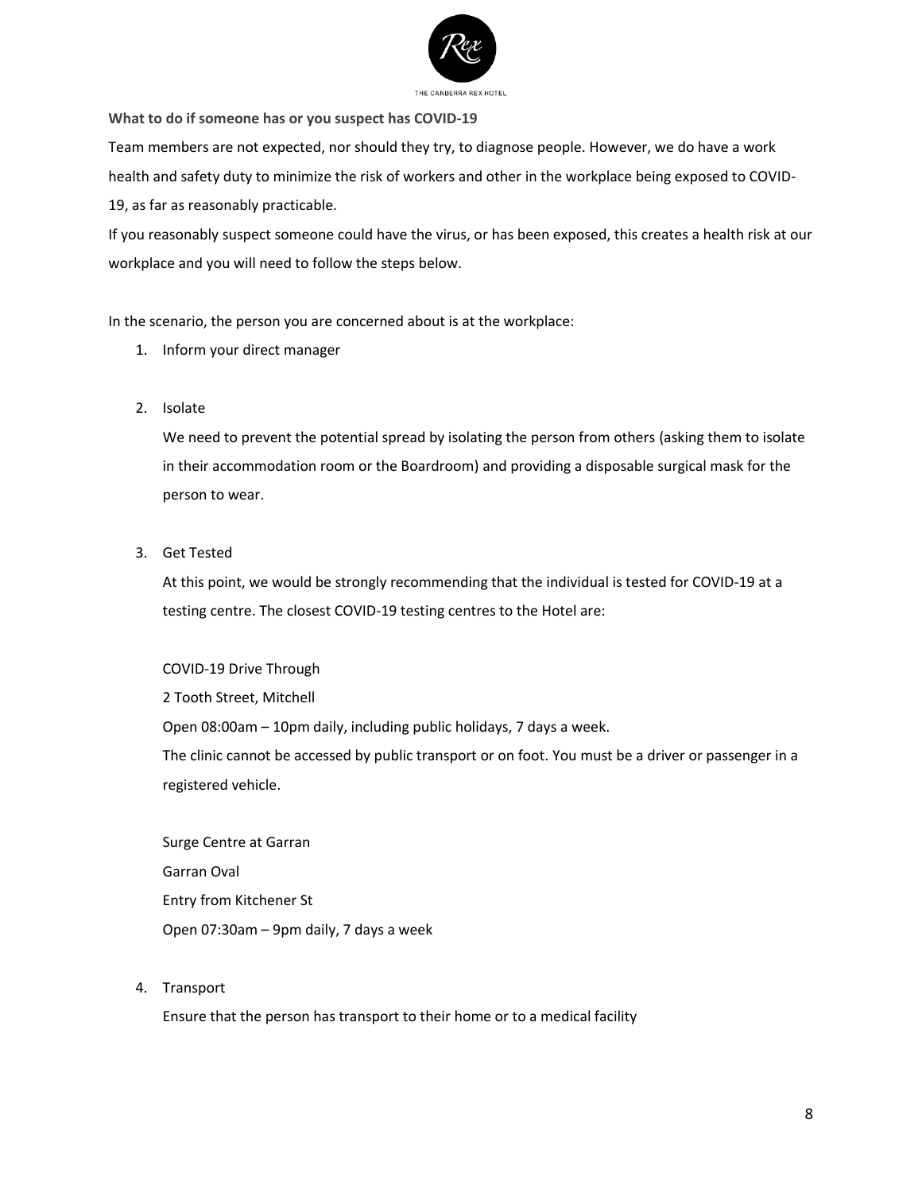**What to do if someone has or you suspect has COVID-19**

Team members are not expected, nor should they try, to diagnose people. However, we do have a work health and safety duty to minimize the risk of workers and other in the workplace being exposed to COVID-19, as far as reasonably practicable.

If you reasonably suspect someone could have the virus, or has been exposed, this creates a health risk at our workplace and you will need to follow the steps below.

In the scenario, the person you are concerned about is at the workplace:

1. Inform your direct manager

2. Isolate

   We need to prevent the potential spread by isolating the person from others (asking them to isolate in their accommodation room or the Boardroom) and providing a disposable surgical mask for the person to wear.

3. Get Tested

   At this point, we would be strongly recommending that the individual is tested for COVID-19 at a testing centre. The closest COVID-19 testing centres to the Hotel are:

   COVID-19 Drive Through
   2 Tooth Street, Mitchell
   Open 08:00am – 10pm daily, including public holidays, 7 days a week.
   The clinic cannot be accessed by public transport or on foot. You must be a driver or passenger in a registered vehicle.

   Surge Centre at Garran
   Garran Oval
   Entry from Kitchener St
   Open 07:30am – 9pm daily, 7 days a week

4. Transport

   Ensure that the person has transport to their home or to a medical facility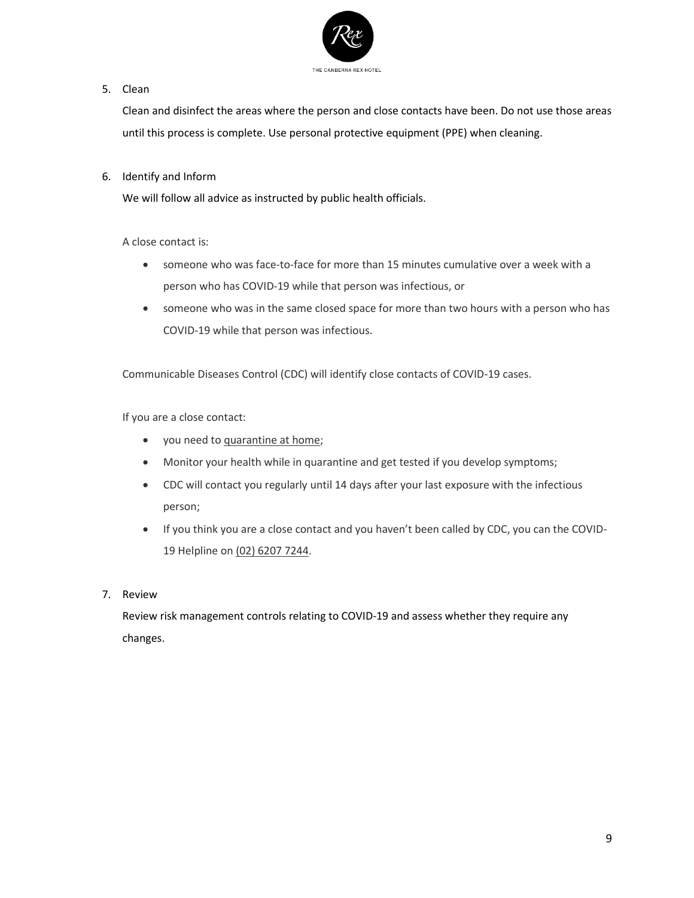5. Clean

   Clean and disinfect the areas where the person and close contacts have been. Do not use those areas until this process is complete. Use personal protective equipment (PPE) when cleaning.

6. Identify and Inform

   We will follow all advice as instructed by public health officials.

   A close contact is:

   - someone who was face-to-face for more than 15 minutes cumulative over a week with a person who has COVID-19 while that person was infectious, or
   - someone who was in the same closed space for more than two hours with a person who has COVID-19 while that person was infectious.

   Communicable Diseases Control (CDC) will identify close contacts of COVID-19 cases.

   If you are a close contact:

   - you need to quarantine at home;
   - Monitor your health while in quarantine and get tested if you develop symptoms;
   - CDC will contact you regularly until 14 days after your last exposure with the infectious person;
   - If you think you are a close contact and you haven't been called by CDC, you can the COVID-19 Helpline on (02) 6207 7244.

7. Review

   Review risk management controls relating to COVID-19 and assess whether they require any changes.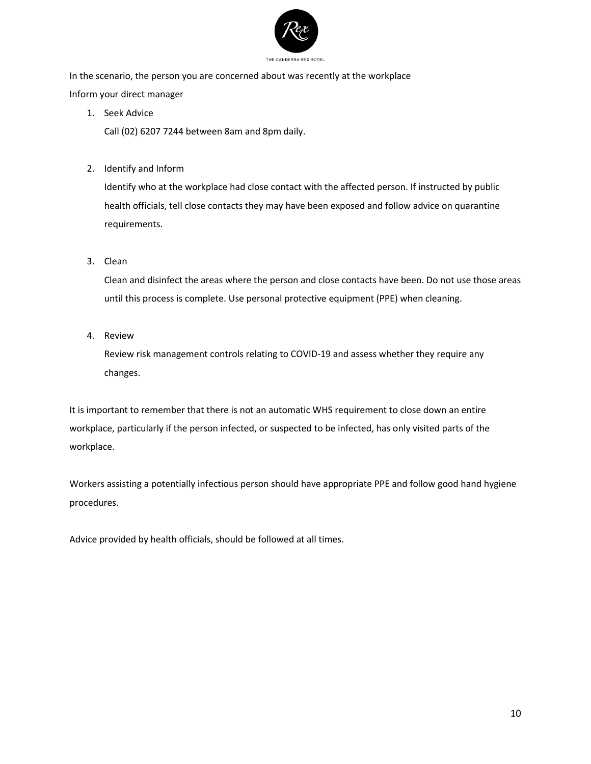In the scenario, the person you are concerned about was recently at the workplace

Inform your direct manager

1. Seek Advice

   Call (02) 6207 7244 between 8am and 8pm daily.

2. Identify and Inform

   Identify who at the workplace had close contact with the affected person. If instructed by public health officials, tell close contacts they may have been exposed and follow advice on quarantine requirements.

3. Clean

   Clean and disinfect the areas where the person and close contacts have been. Do not use those areas until this process is complete. Use personal protective equipment (PPE) when cleaning.

4. Review

   Review risk management controls relating to COVID-19 and assess whether they require any changes.

It is important to remember that there is not an automatic WHS requirement to close down an entire workplace, particularly if the person infected, or suspected to be infected, has only visited parts of the workplace.

Workers assisting a potentially infectious person should have appropriate PPE and follow good hand hygiene procedures.

Advice provided by health officials, should be followed at all times.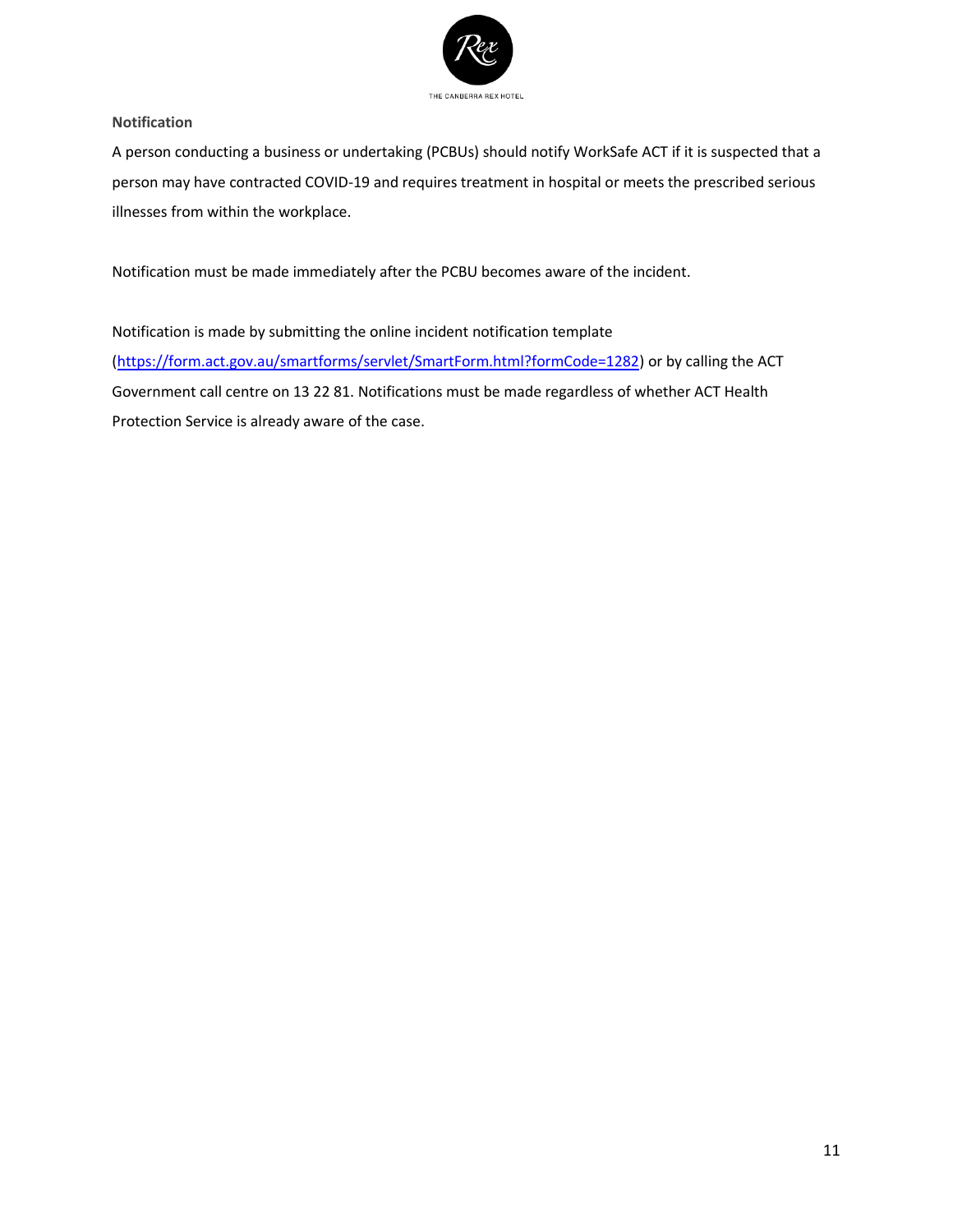**Notification**

A person conducting a business or undertaking (PCBUs) should notify WorkSafe ACT if it is suspected that a person may have contracted COVID-19 and requires treatment in hospital or meets the prescribed serious illnesses from within the workplace.

Notification must be made immediately after the PCBU becomes aware of the incident.

Notification is made by submitting the online incident notification template (https://form.act.gov.au/smartforms/servlet/SmartForm.html?formCode=1282) or by calling the ACT Government call centre on 13 22 81. Notifications must be made regardless of whether ACT Health Protection Service is already aware of the case.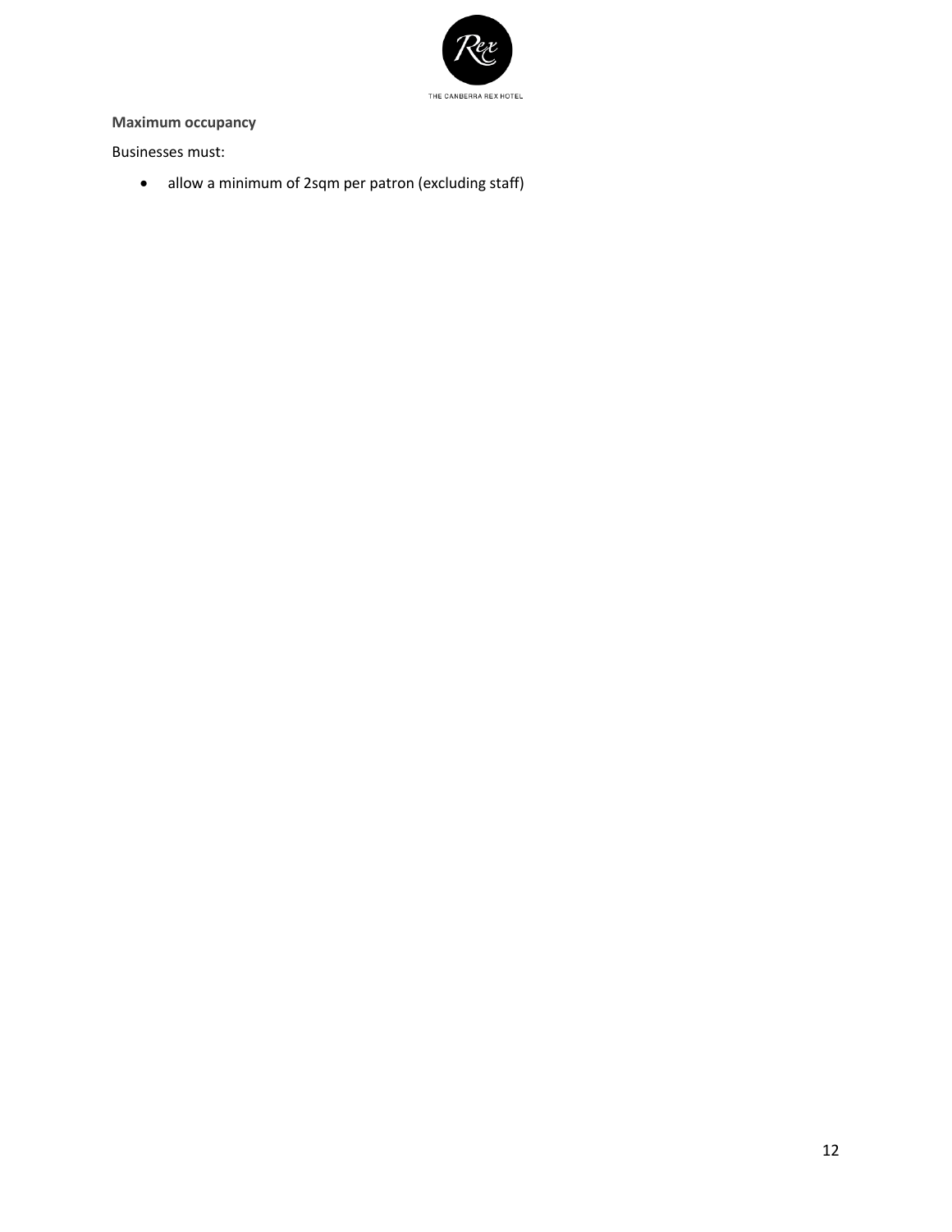**Maximum occupancy**

Businesses must:

- allow a minimum of 2sqm per patron (excluding staff)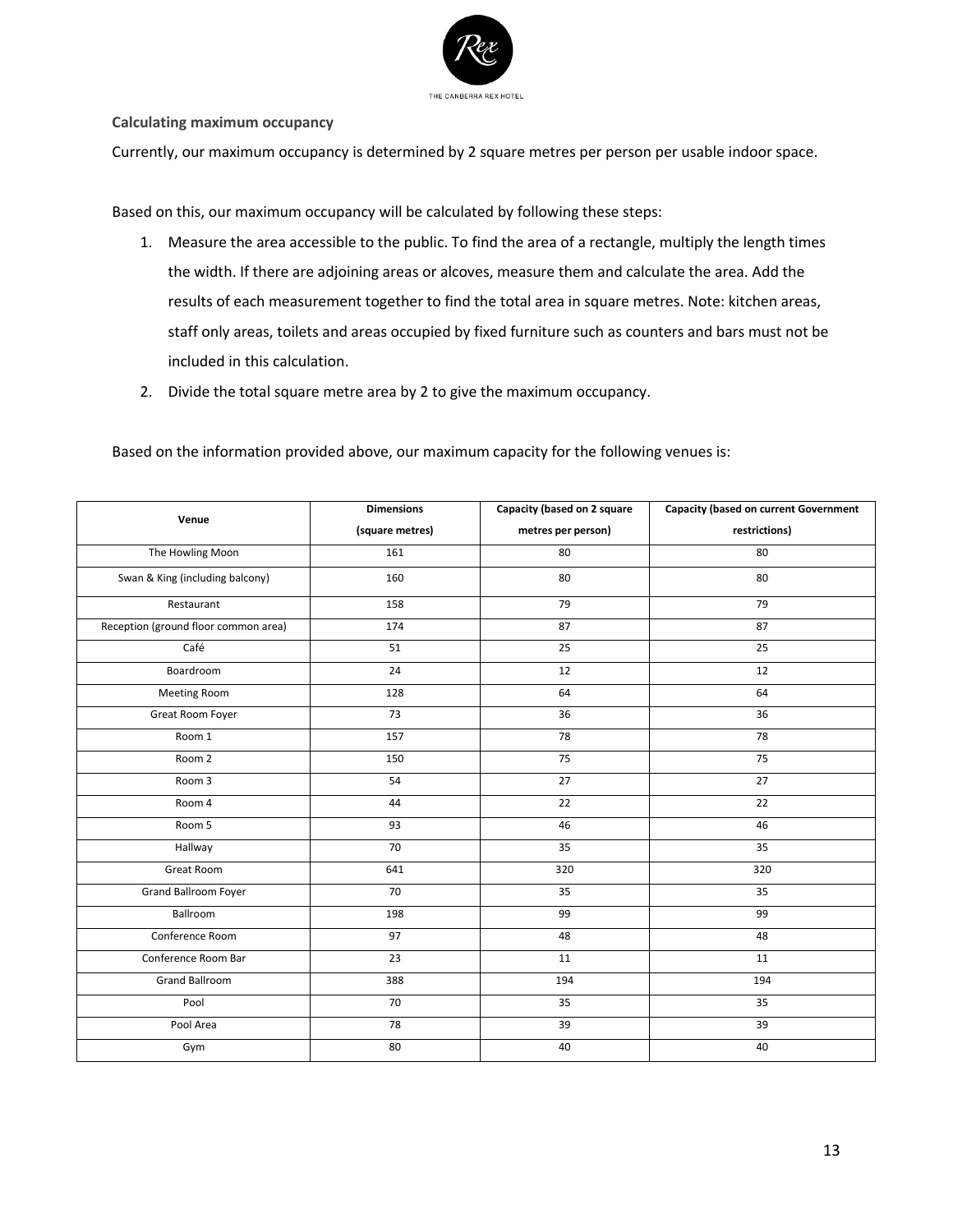**Calculating maximum occupancy**

Currently, our maximum occupancy is determined by 2 square metres per person per usable indoor space.

Based on this, our maximum occupancy will be calculated by following these steps:

1. Measure the area accessible to the public. To find the area of a rectangle, multiply the length times the width. If there are adjoining areas or alcoves, measure them and calculate the area. Add the results of each measurement together to find the total area in square metres. Note: kitchen areas, staff only areas, toilets and areas occupied by fixed furniture such as counters and bars must not be included in this calculation.
2. Divide the total square metre area by 2 to give the maximum occupancy.

Based on the information provided above, our maximum capacity for the following venues is:

| Venue | Dimensions (square metres) | Capacity (based on 2 square metres per person) | Capacity (based on current Government restrictions) |
|---|---|---|---|
| The Howling Moon | 161 | 80 | 80 |
| Swan & King (including balcony) | 160 | 80 | 80 |
| Restaurant | 158 | 79 | 79 |
| Reception (ground floor common area) | 174 | 87 | 87 |
| Café | 51 | 25 | 25 |
| Boardroom | 24 | 12 | 12 |
| Meeting Room | 128 | 64 | 64 |
| Great Room Foyer | 73 | 36 | 36 |
| Room 1 | 157 | 78 | 78 |
| Room 2 | 150 | 75 | 75 |
| Room 3 | 54 | 27 | 27 |
| Room 4 | 44 | 22 | 22 |
| Room 5 | 93 | 46 | 46 |
| Hallway | 70 | 35 | 35 |
| Great Room | 641 | 320 | 320 |
| Grand Ballroom Foyer | 70 | 35 | 35 |
| Ballroom | 198 | 99 | 99 |
| Conference Room | 97 | 48 | 48 |
| Conference Room Bar | 23 | 11 | 11 |
| Grand Ballroom | 388 | 194 | 194 |
| Pool | 70 | 35 | 35 |
| Pool Area | 78 | 39 | 39 |
| Gym | 80 | 40 | 40 |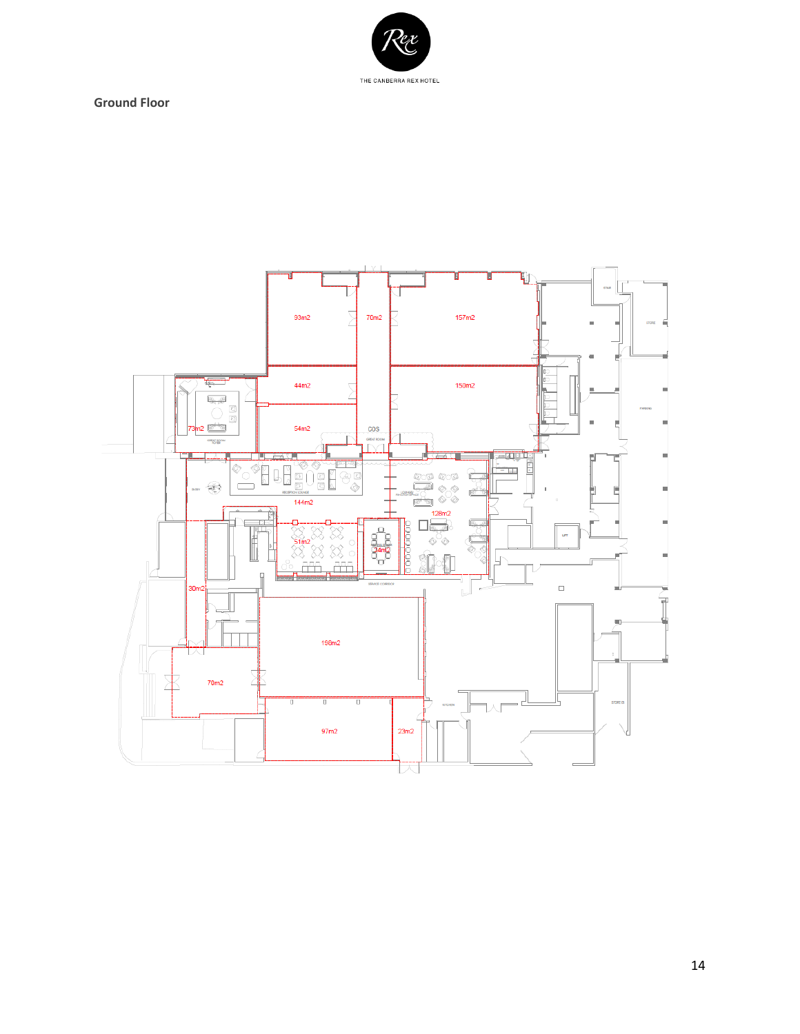THE CANBERRA REX HOTEL

**Ground Floor**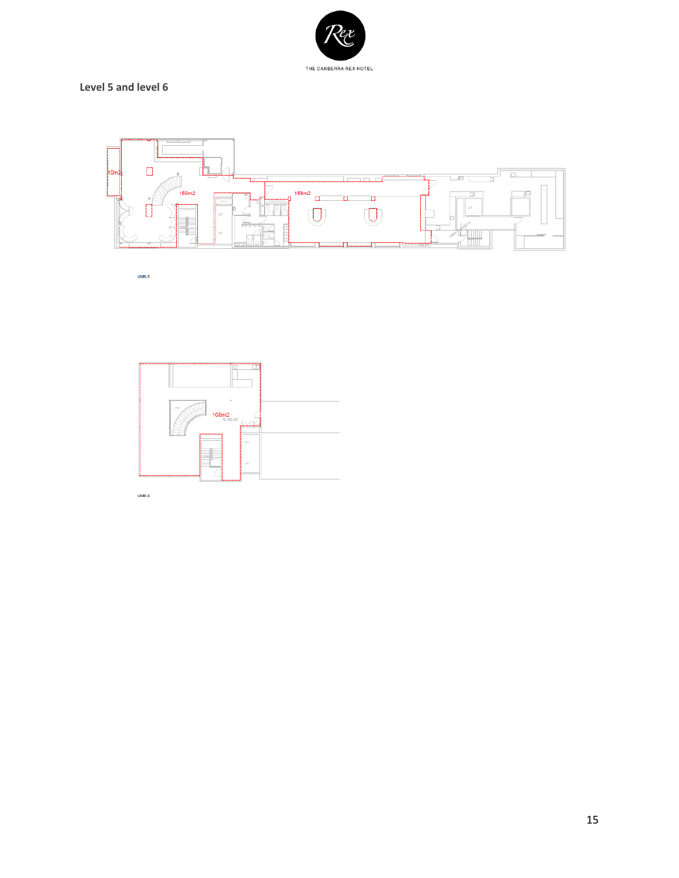## Level 5 and level 6

10m2

150m2

158m2

LEVEL 5

166m2

LEVEL 6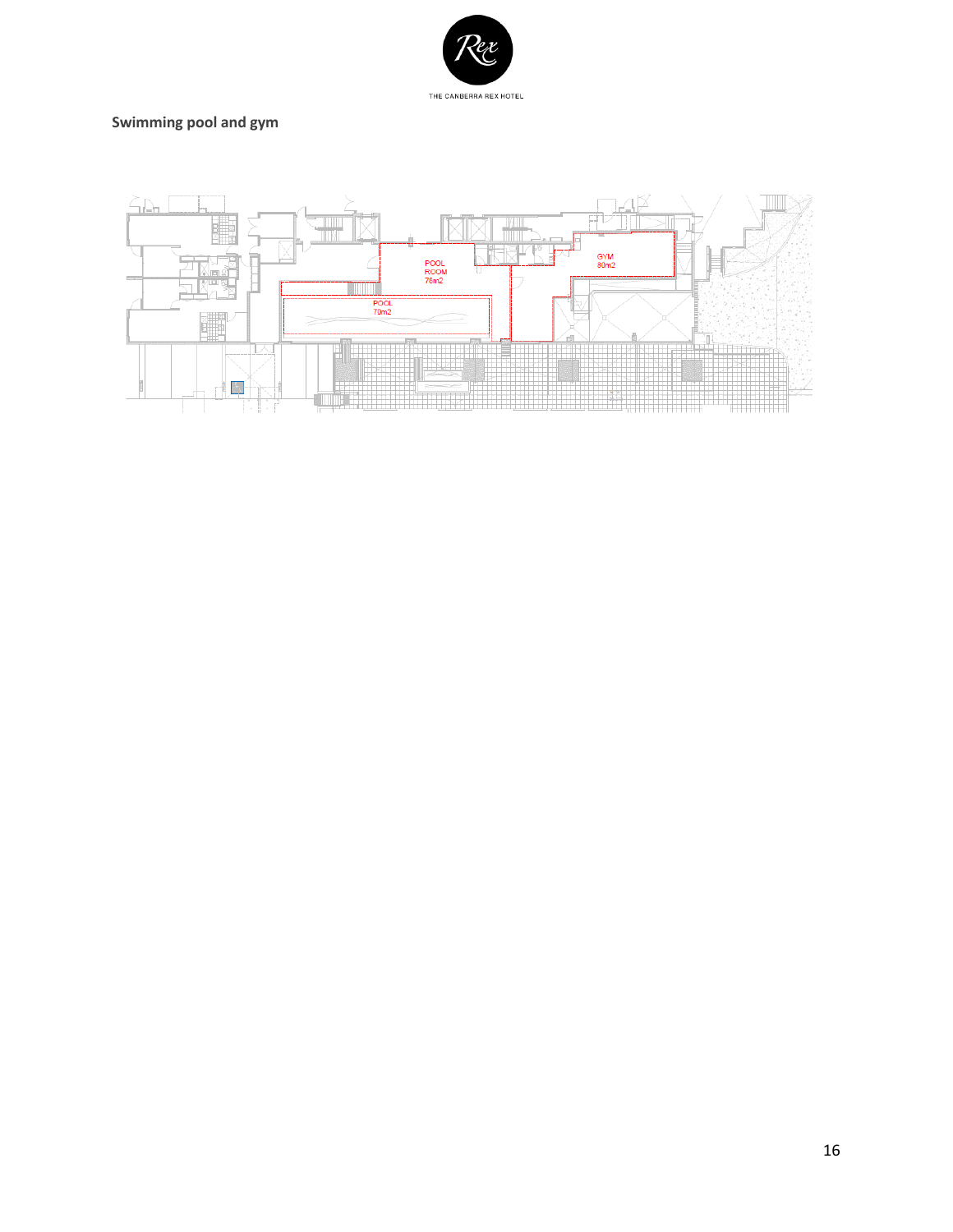**Swimming pool and gym**

POOL ROOM 78m2

POOL 70m2

GYM 80m2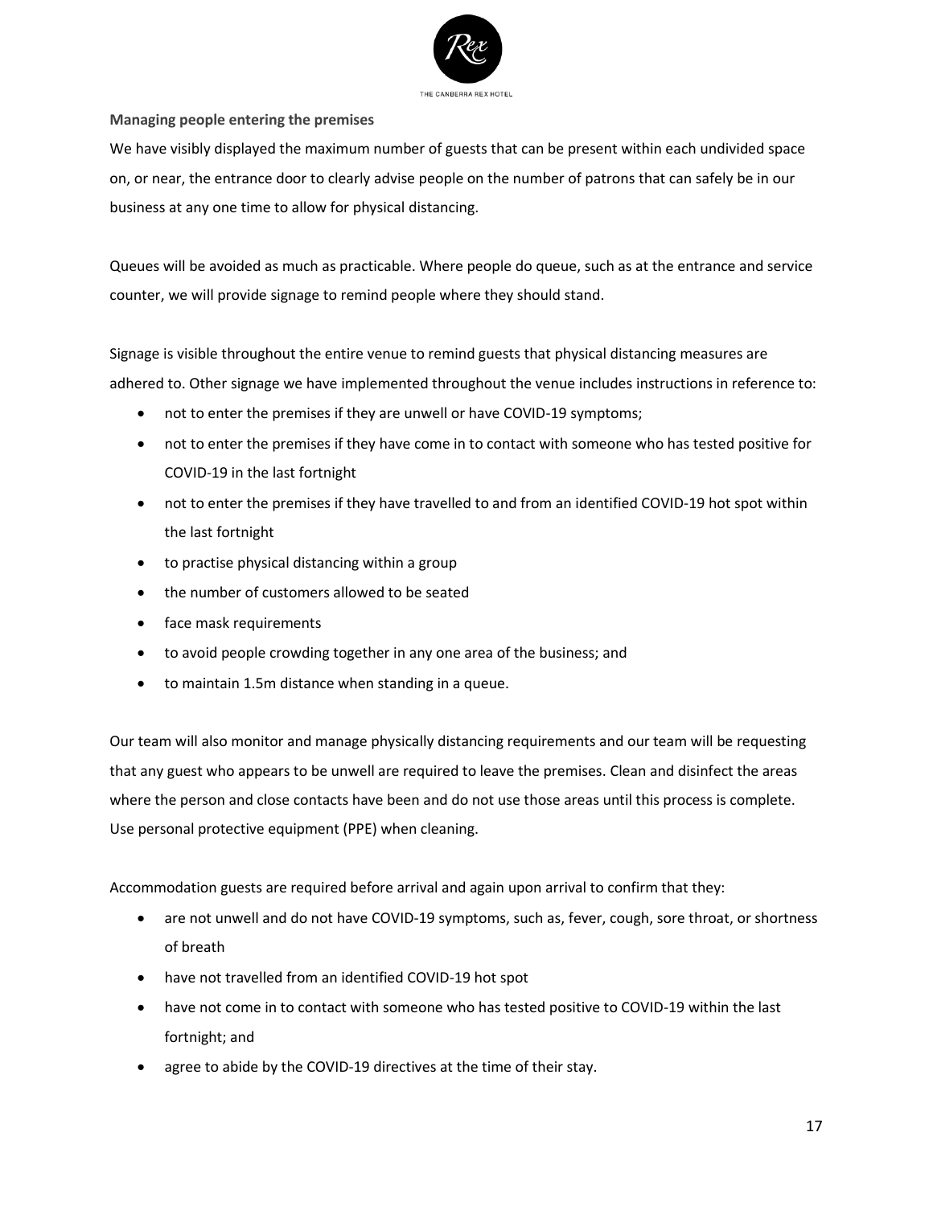**Managing people entering the premises**

We have visibly displayed the maximum number of guests that can be present within each undivided space on, or near, the entrance door to clearly advise people on the number of patrons that can safely be in our business at any one time to allow for physical distancing.

Queues will be avoided as much as practicable. Where people do queue, such as at the entrance and service counter, we will provide signage to remind people where they should stand.

Signage is visible throughout the entire venue to remind guests that physical distancing measures are adhered to. Other signage we have implemented throughout the venue includes instructions in reference to:

- not to enter the premises if they are unwell or have COVID-19 symptoms;
- not to enter the premises if they have come in to contact with someone who has tested positive for COVID-19 in the last fortnight
- not to enter the premises if they have travelled to and from an identified COVID-19 hot spot within the last fortnight
- to practise physical distancing within a group
- the number of customers allowed to be seated
- face mask requirements
- to avoid people crowding together in any one area of the business; and
- to maintain 1.5m distance when standing in a queue.

Our team will also monitor and manage physically distancing requirements and our team will be requesting that any guest who appears to be unwell are required to leave the premises. Clean and disinfect the areas where the person and close contacts have been and do not use those areas until this process is complete. Use personal protective equipment (PPE) when cleaning.

Accommodation guests are required before arrival and again upon arrival to confirm that they:

- are not unwell and do not have COVID-19 symptoms, such as, fever, cough, sore throat, or shortness of breath
- have not travelled from an identified COVID-19 hot spot
- have not come in to contact with someone who has tested positive to COVID-19 within the last fortnight; and
- agree to abide by the COVID-19 directives at the time of their stay.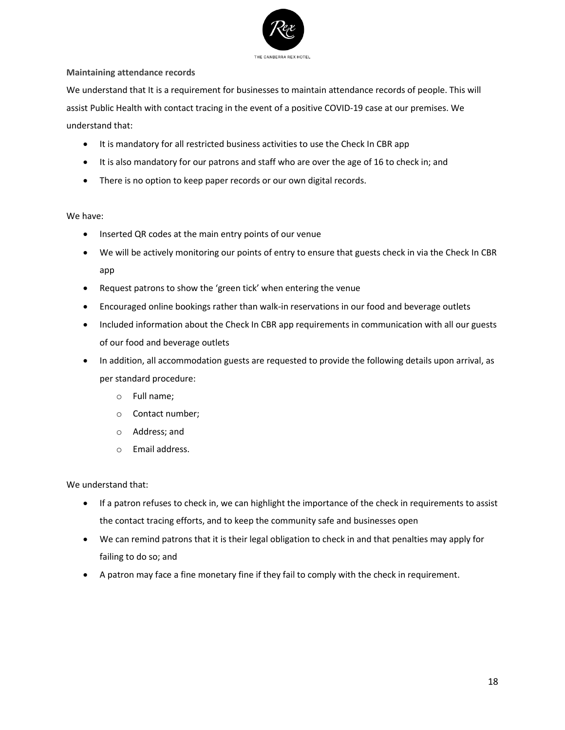**Maintaining attendance records**

We understand that It is a requirement for businesses to maintain attendance records of people. This will assist Public Health with contact tracing in the event of a positive COVID-19 case at our premises. We understand that:

- It is mandatory for all restricted business activities to use the Check In CBR app
- It is also mandatory for our patrons and staff who are over the age of 16 to check in; and
- There is no option to keep paper records or our own digital records.

We have:

- Inserted QR codes at the main entry points of our venue
- We will be actively monitoring our points of entry to ensure that guests check in via the Check In CBR app
- Request patrons to show the 'green tick' when entering the venue
- Encouraged online bookings rather than walk-in reservations in our food and beverage outlets
- Included information about the Check In CBR app requirements in communication with all our guests of our food and beverage outlets
- In addition, all accommodation guests are requested to provide the following details upon arrival, as per standard procedure:
    - Full name;
    - Contact number;
    - Address; and
    - Email address.

We understand that:

- If a patron refuses to check in, we can highlight the importance of the check in requirements to assist the contact tracing efforts, and to keep the community safe and businesses open
- We can remind patrons that it is their legal obligation to check in and that penalties may apply for failing to do so; and
- A patron may face a fine monetary fine if they fail to comply with the check in requirement.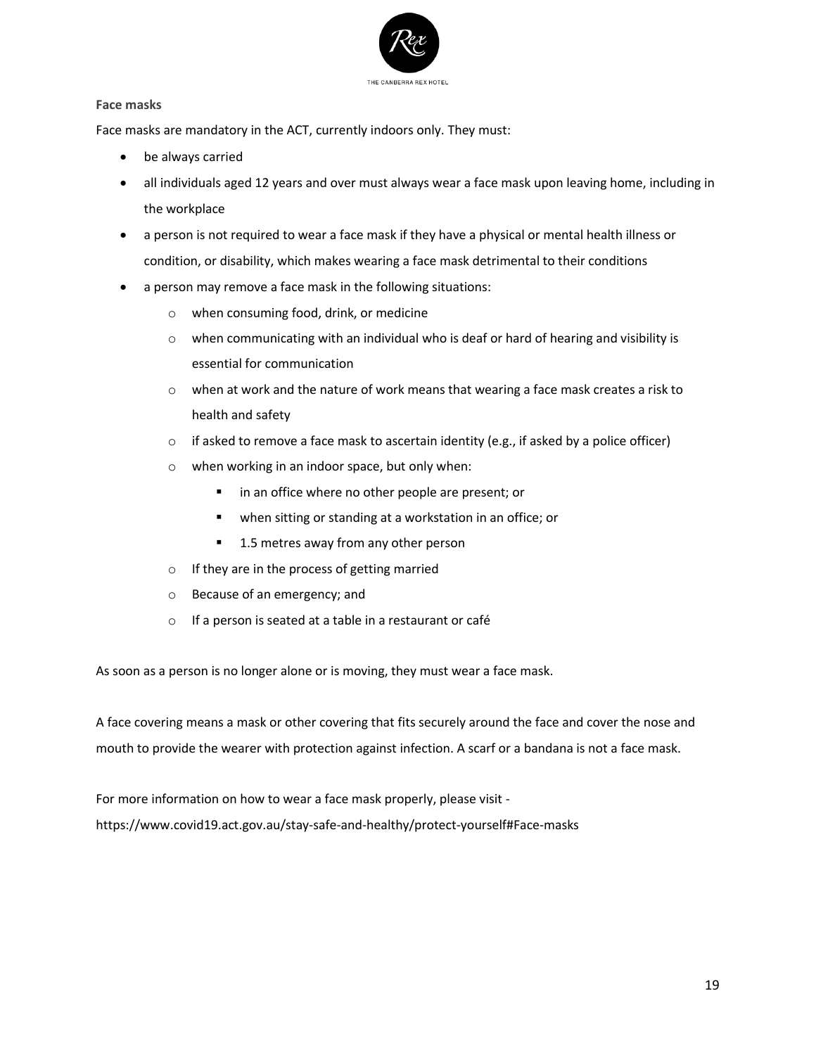**Face masks**

Face masks are mandatory in the ACT, currently indoors only. They must:

- be always carried
- all individuals aged 12 years and over must always wear a face mask upon leaving home, including in the workplace
- a person is not required to wear a face mask if they have a physical or mental health illness or condition, or disability, which makes wearing a face mask detrimental to their conditions
- a person may remove a face mask in the following situations:
    - when consuming food, drink, or medicine
    - when communicating with an individual who is deaf or hard of hearing and visibility is essential for communication
    - when at work and the nature of work means that wearing a face mask creates a risk to health and safety
    - if asked to remove a face mask to ascertain identity (e.g., if asked by a police officer)
    - when working in an indoor space, but only when:
        - in an office where no other people are present; or
        - when sitting or standing at a workstation in an office; or
        - 1.5 metres away from any other person
    - If they are in the process of getting married
    - Because of an emergency; and
    - If a person is seated at a table in a restaurant or café

As soon as a person is no longer alone or is moving, they must wear a face mask.

A face covering means a mask or other covering that fits securely around the face and cover the nose and mouth to provide the wearer with protection against infection. A scarf or a bandana is not a face mask.

For more information on how to wear a face mask properly, please visit -
https://www.covid19.act.gov.au/stay-safe-and-healthy/protect-yourself#Face-masks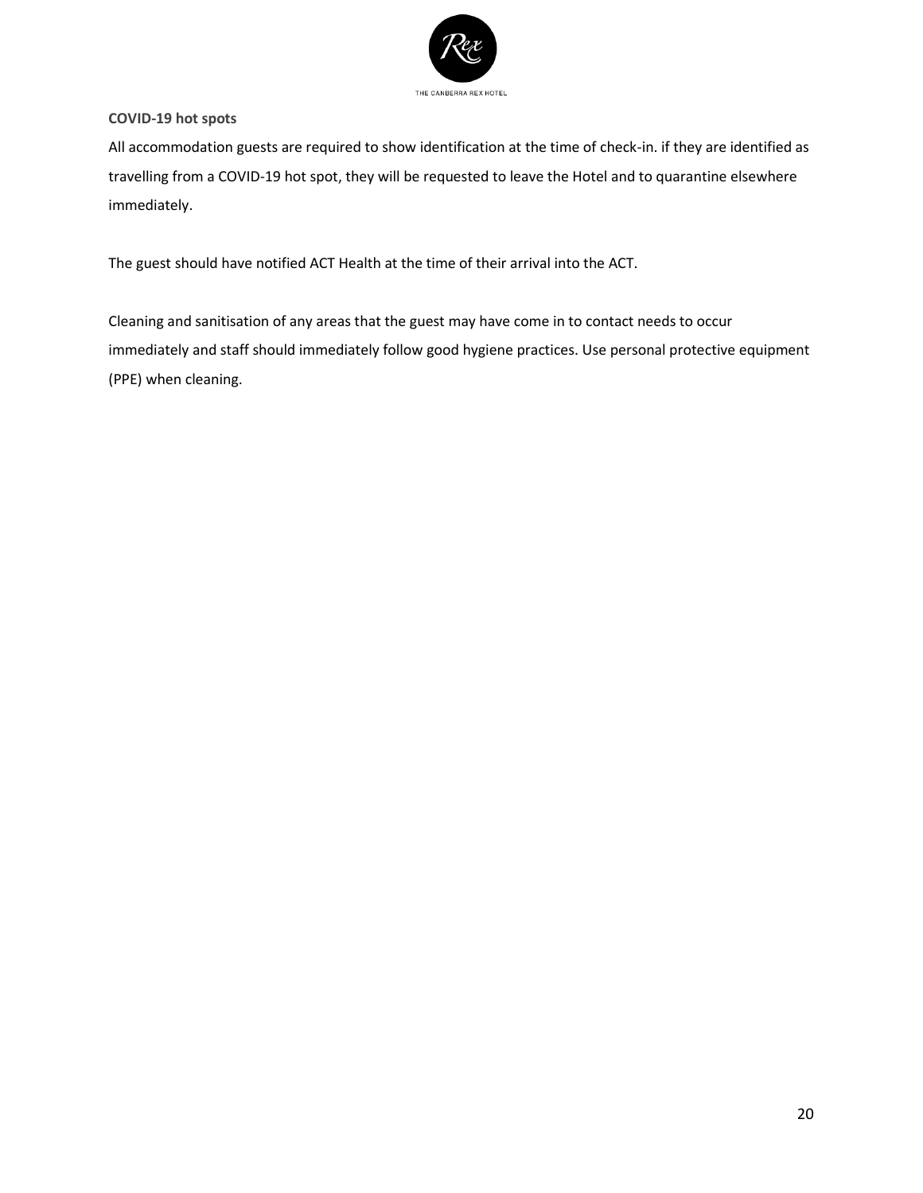**COVID-19 hot spots**

All accommodation guests are required to show identification at the time of check-in. if they are identified as travelling from a COVID-19 hot spot, they will be requested to leave the Hotel and to quarantine elsewhere immediately.

The guest should have notified ACT Health at the time of their arrival into the ACT.

Cleaning and sanitisation of any areas that the guest may have come in to contact needs to occur immediately and staff should immediately follow good hygiene practices. Use personal protective equipment (PPE) when cleaning.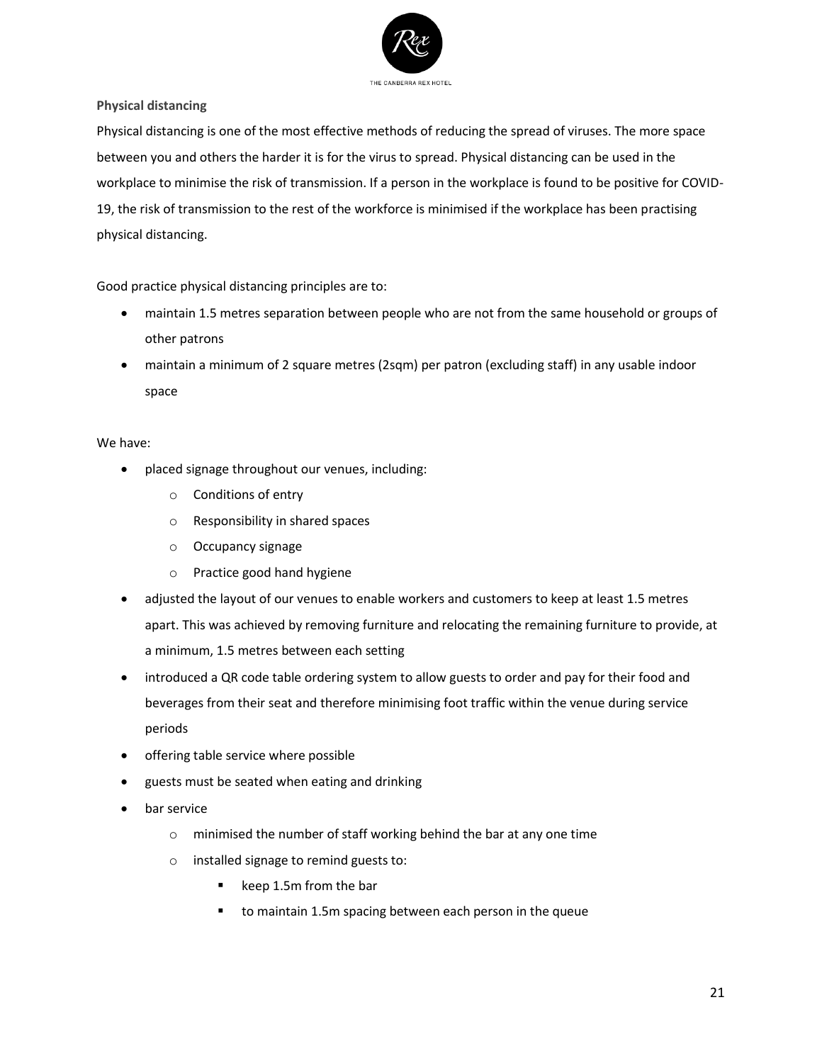**Physical distancing**

Physical distancing is one of the most effective methods of reducing the spread of viruses. The more space between you and others the harder it is for the virus to spread. Physical distancing can be used in the workplace to minimise the risk of transmission. If a person in the workplace is found to be positive for COVID-19, the risk of transmission to the rest of the workforce is minimised if the workplace has been practising physical distancing.

Good practice physical distancing principles are to:

- maintain 1.5 metres separation between people who are not from the same household or groups of other patrons
- maintain a minimum of 2 square metres (2sqm) per patron (excluding staff) in any usable indoor space

We have:

- placed signage throughout our venues, including:
  - Conditions of entry
  - Responsibility in shared spaces
  - Occupancy signage
  - Practice good hand hygiene
- adjusted the layout of our venues to enable workers and customers to keep at least 1.5 metres apart. This was achieved by removing furniture and relocating the remaining furniture to provide, at a minimum, 1.5 metres between each setting
- introduced a QR code table ordering system to allow guests to order and pay for their food and beverages from their seat and therefore minimising foot traffic within the venue during service periods
- offering table service where possible
- guests must be seated when eating and drinking
- bar service
  - minimised the number of staff working behind the bar at any one time
  - installed signage to remind guests to:
    - keep 1.5m from the bar
    - to maintain 1.5m spacing between each person in the queue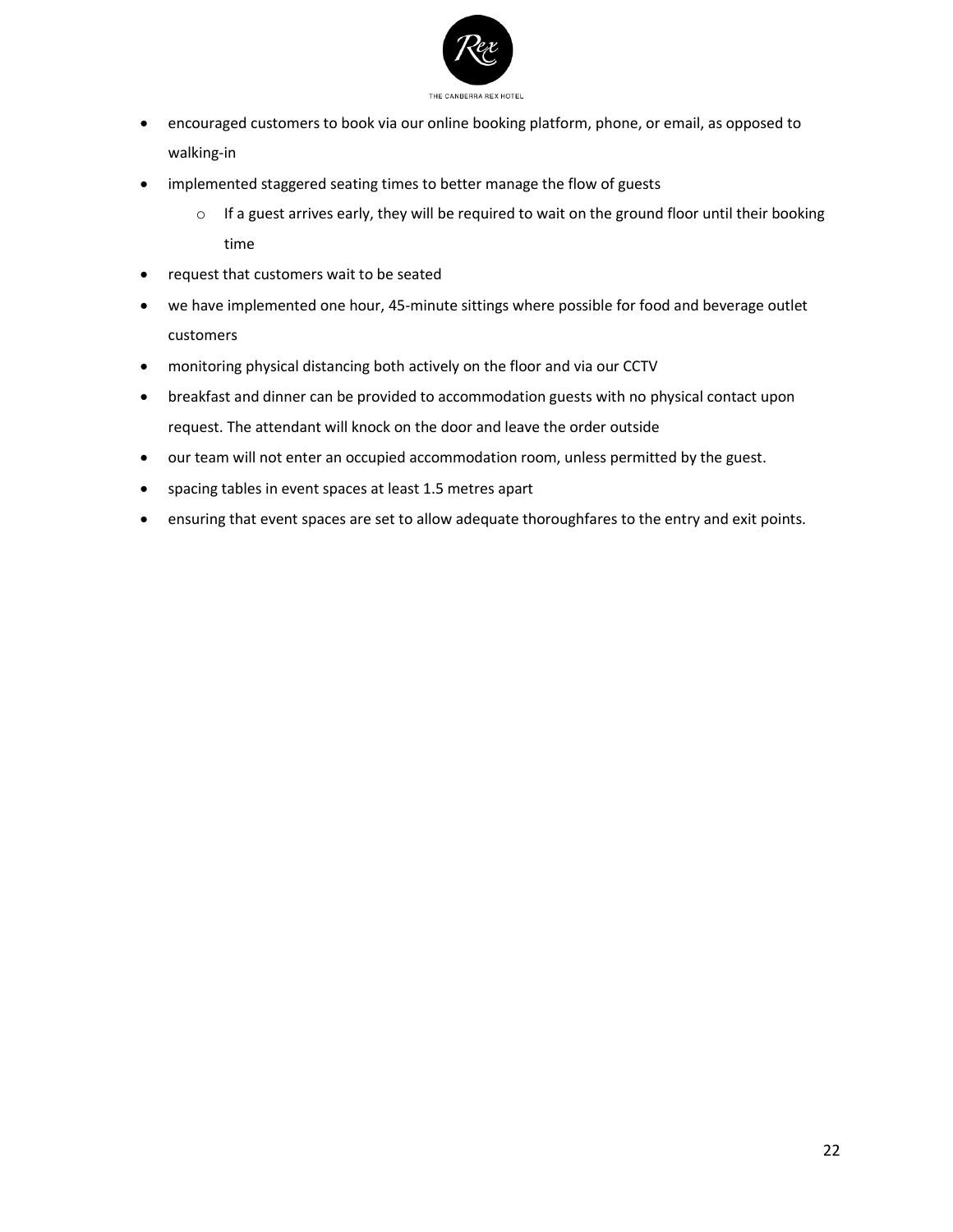- encouraged customers to book via our online booking platform, phone, or email, as opposed to walking-in
- implemented staggered seating times to better manage the flow of guests
  - If a guest arrives early, they will be required to wait on the ground floor until their booking time
- request that customers wait to be seated
- we have implemented one hour, 45-minute sittings where possible for food and beverage outlet customers
- monitoring physical distancing both actively on the floor and via our CCTV
- breakfast and dinner can be provided to accommodation guests with no physical contact upon request. The attendant will knock on the door and leave the order outside
- our team will not enter an occupied accommodation room, unless permitted by the guest.
- spacing tables in event spaces at least 1.5 metres apart
- ensuring that event spaces are set to allow adequate thoroughfares to the entry and exit points.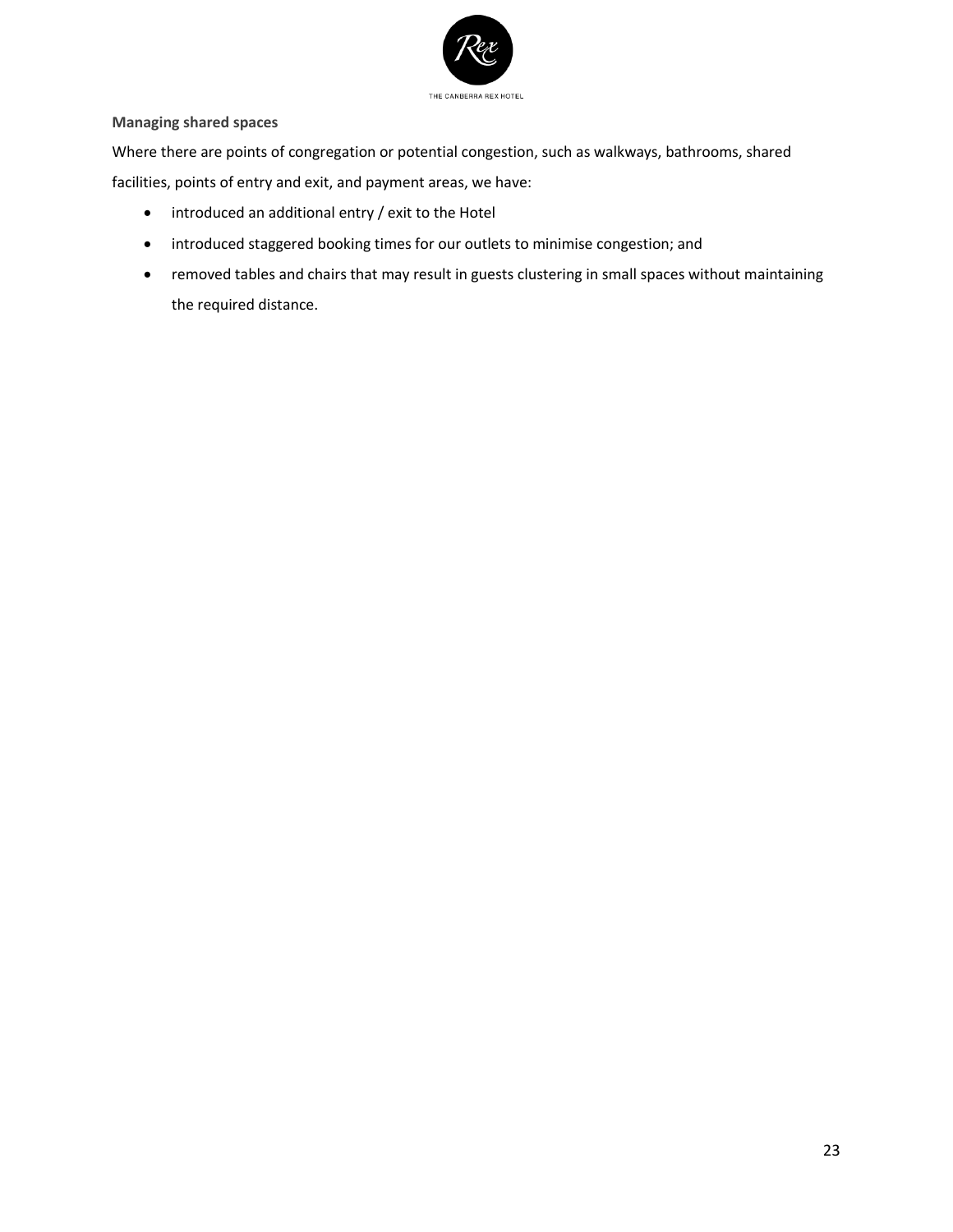**Managing shared spaces**

Where there are points of congregation or potential congestion, such as walkways, bathrooms, shared facilities, points of entry and exit, and payment areas, we have:

- introduced an additional entry / exit to the Hotel
- introduced staggered booking times for our outlets to minimise congestion; and
- removed tables and chairs that may result in guests clustering in small spaces without maintaining the required distance.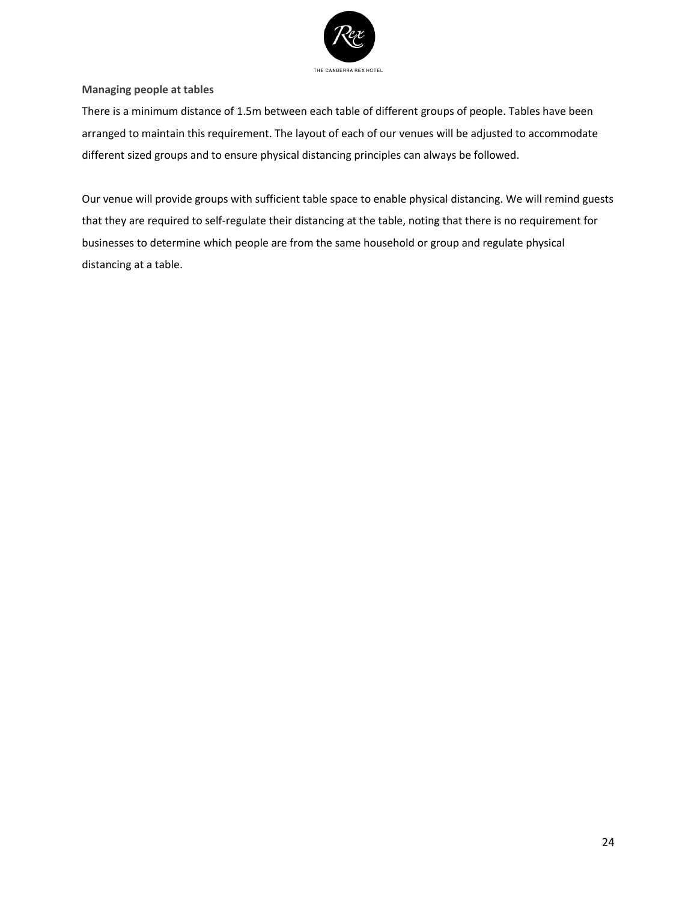**Managing people at tables**

There is a minimum distance of 1.5m between each table of different groups of people. Tables have been arranged to maintain this requirement. The layout of each of our venues will be adjusted to accommodate different sized groups and to ensure physical distancing principles can always be followed.

Our venue will provide groups with sufficient table space to enable physical distancing. We will remind guests that they are required to self-regulate their distancing at the table, noting that there is no requirement for businesses to determine which people are from the same household or group and regulate physical distancing at a table.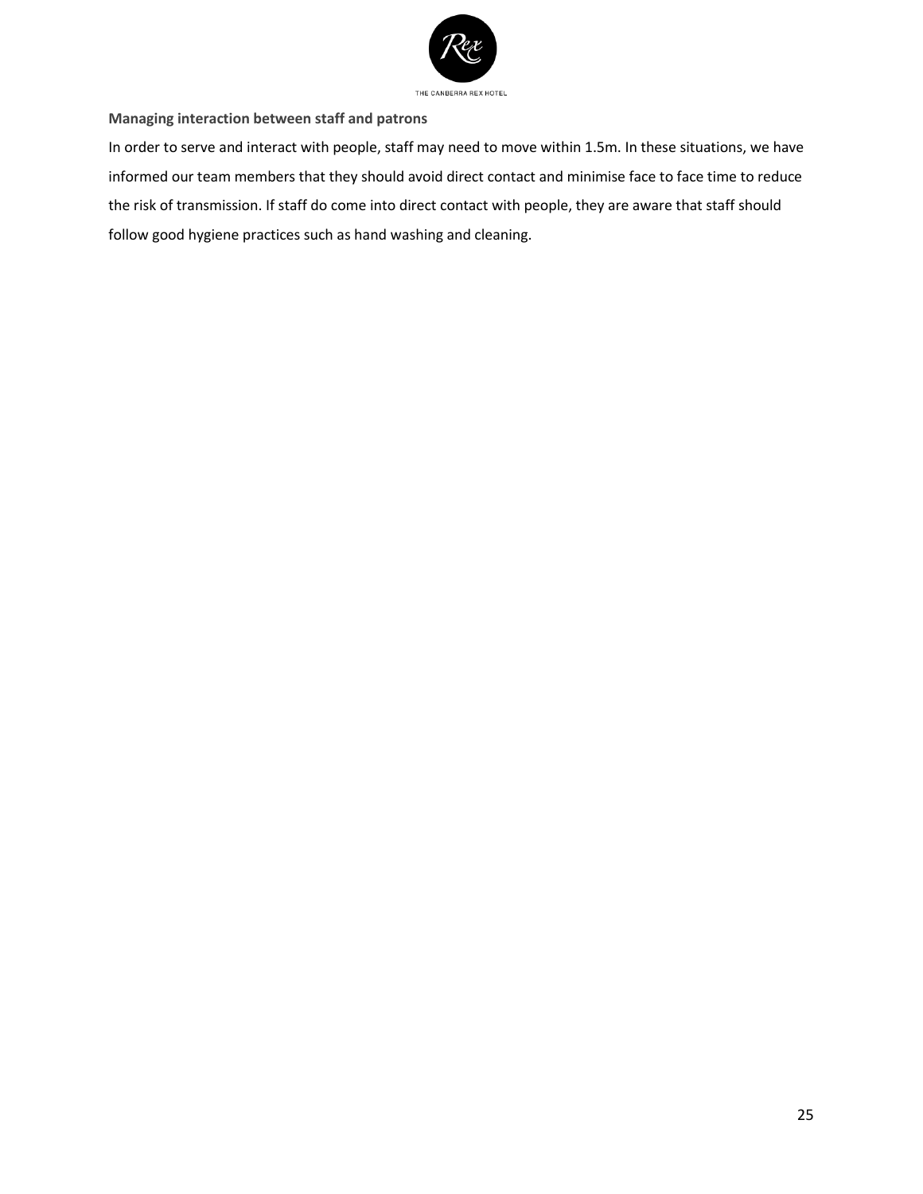**Managing interaction between staff and patrons**

In order to serve and interact with people, staff may need to move within 1.5m. In these situations, we have informed our team members that they should avoid direct contact and minimise face to face time to reduce the risk of transmission. If staff do come into direct contact with people, they are aware that staff should follow good hygiene practices such as hand washing and cleaning.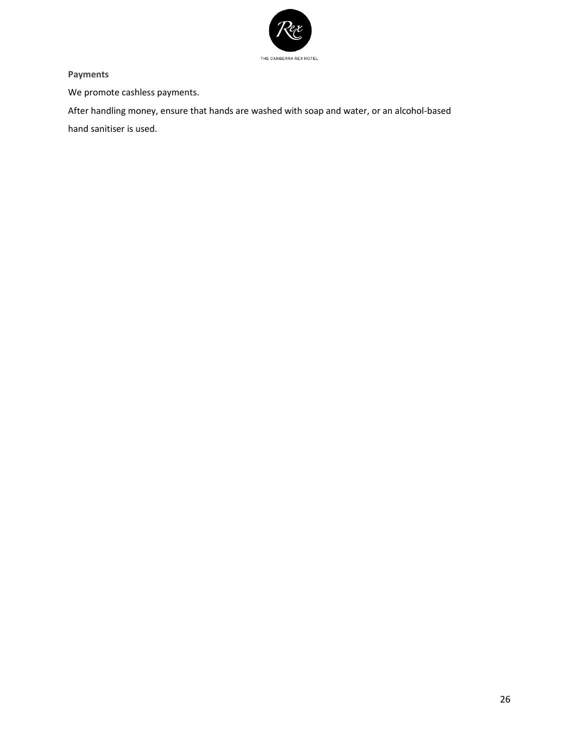**Payments**

We promote cashless payments.

After handling money, ensure that hands are washed with soap and water, or an alcohol-based hand sanitiser is used.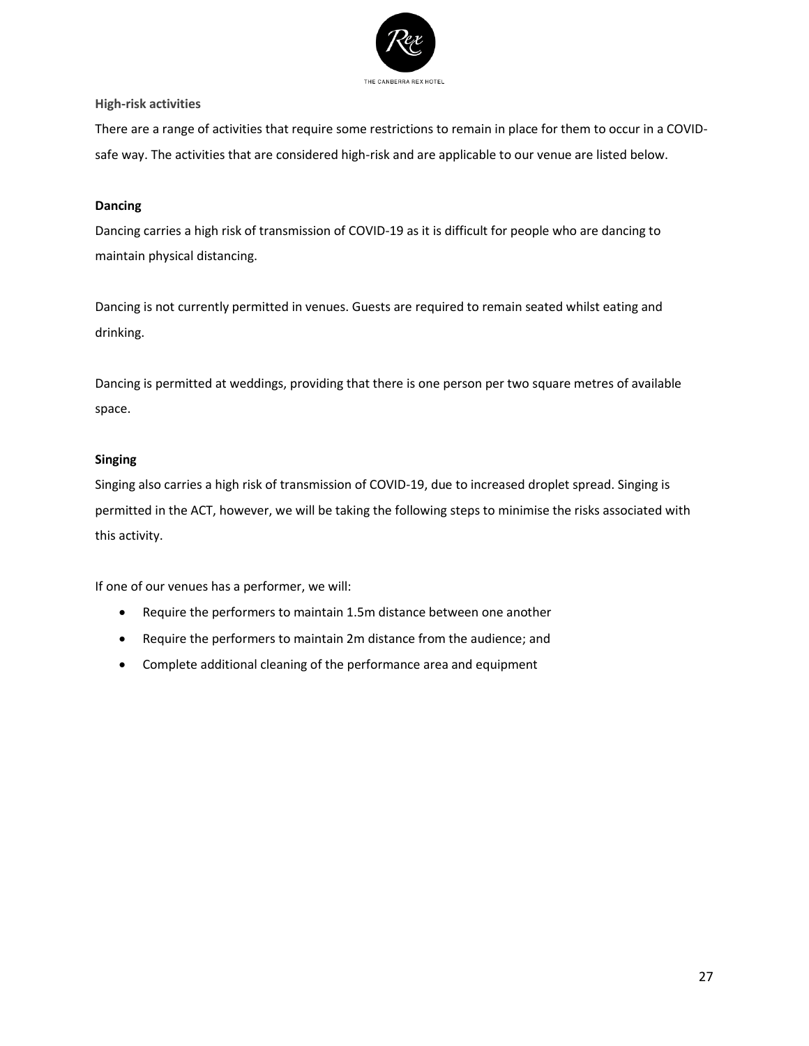### High-risk activities

There are a range of activities that require some restrictions to remain in place for them to occur in a COVID-safe way. The activities that are considered high-risk and are applicable to our venue are listed below.

**Dancing**

Dancing carries a high risk of transmission of COVID-19 as it is difficult for people who are dancing to maintain physical distancing.

Dancing is not currently permitted in venues. Guests are required to remain seated whilst eating and drinking.

Dancing is permitted at weddings, providing that there is one person per two square metres of available space.

**Singing**

Singing also carries a high risk of transmission of COVID-19, due to increased droplet spread. Singing is permitted in the ACT, however, we will be taking the following steps to minimise the risks associated with this activity.

If one of our venues has a performer, we will:

- Require the performers to maintain 1.5m distance between one another
- Require the performers to maintain 2m distance from the audience; and
- Complete additional cleaning of the performance area and equipment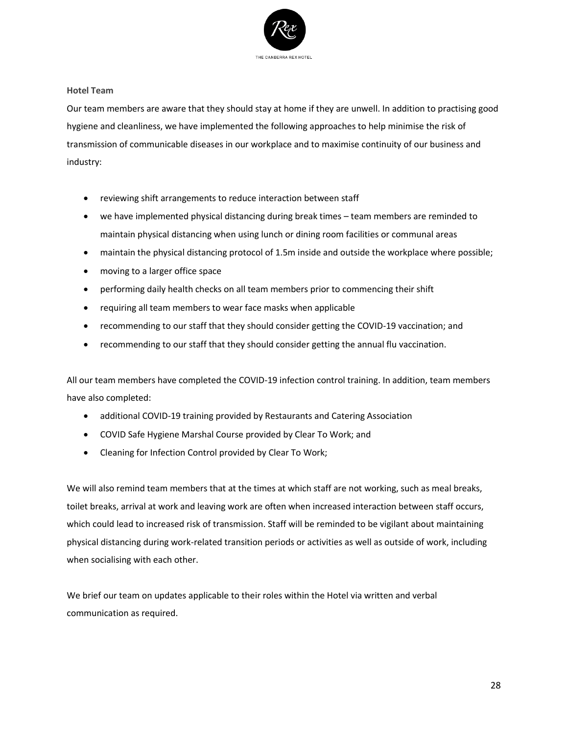### Hotel Team

Our team members are aware that they should stay at home if they are unwell. In addition to practising good hygiene and cleanliness, we have implemented the following approaches to help minimise the risk of transmission of communicable diseases in our workplace and to maximise continuity of our business and industry:

- reviewing shift arrangements to reduce interaction between staff
- we have implemented physical distancing during break times – team members are reminded to maintain physical distancing when using lunch or dining room facilities or communal areas
- maintain the physical distancing protocol of 1.5m inside and outside the workplace where possible;
- moving to a larger office space
- performing daily health checks on all team members prior to commencing their shift
- requiring all team members to wear face masks when applicable
- recommending to our staff that they should consider getting the COVID-19 vaccination; and
- recommending to our staff that they should consider getting the annual flu vaccination.

All our team members have completed the COVID-19 infection control training. In addition, team members have also completed:

- additional COVID-19 training provided by Restaurants and Catering Association
- COVID Safe Hygiene Marshal Course provided by Clear To Work; and
- Cleaning for Infection Control provided by Clear To Work;

We will also remind team members that at the times at which staff are not working, such as meal breaks, toilet breaks, arrival at work and leaving work are often when increased interaction between staff occurs, which could lead to increased risk of transmission. Staff will be reminded to be vigilant about maintaining physical distancing during work-related transition periods or activities as well as outside of work, including when socialising with each other.

We brief our team on updates applicable to their roles within the Hotel via written and verbal communication as required.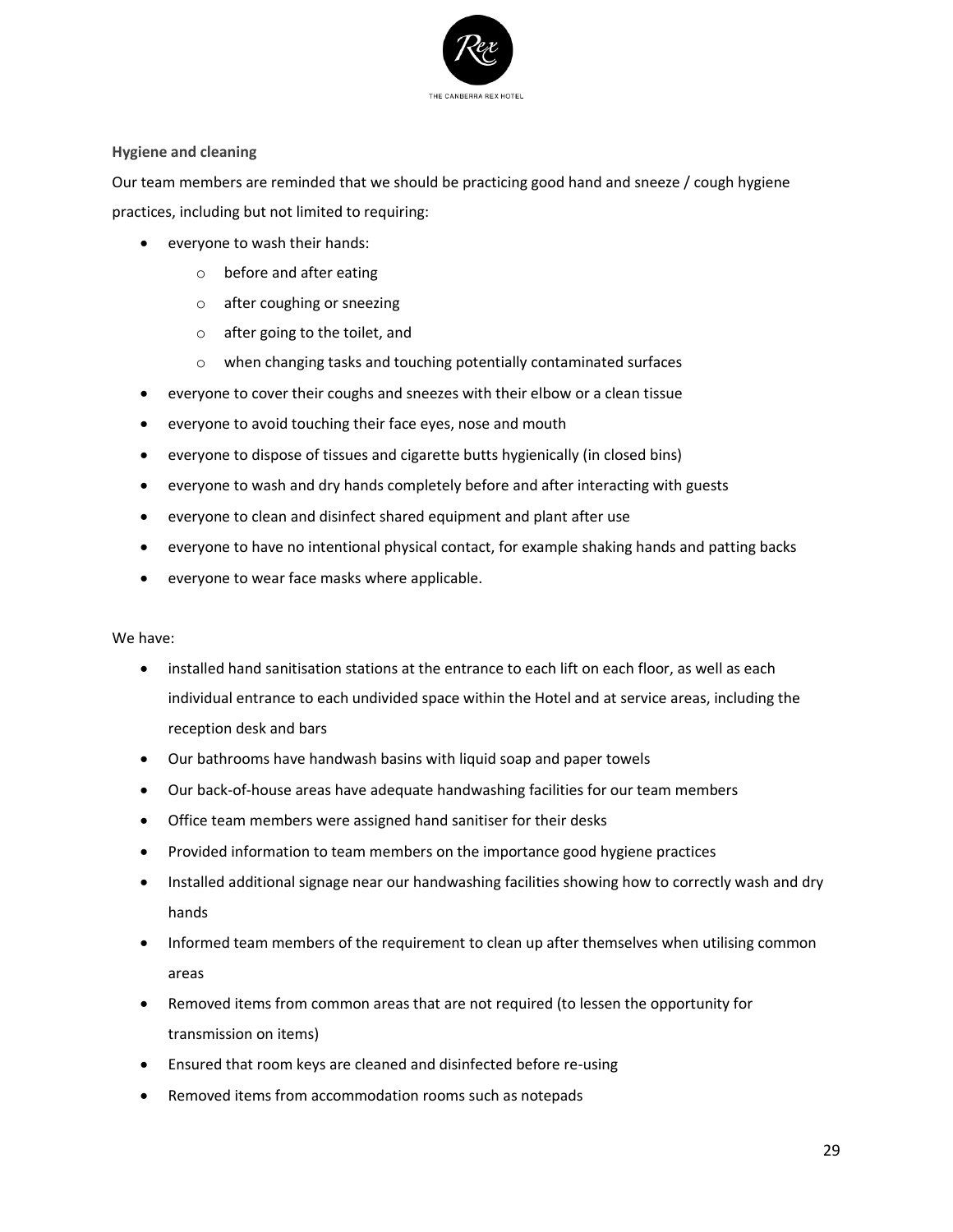**Hygiene and cleaning**

Our team members are reminded that we should be practicing good hand and sneeze / cough hygiene practices, including but not limited to requiring:

- everyone to wash their hands:
  - before and after eating
  - after coughing or sneezing
  - after going to the toilet, and
  - when changing tasks and touching potentially contaminated surfaces
- everyone to cover their coughs and sneezes with their elbow or a clean tissue
- everyone to avoid touching their face eyes, nose and mouth
- everyone to dispose of tissues and cigarette butts hygienically (in closed bins)
- everyone to wash and dry hands completely before and after interacting with guests
- everyone to clean and disinfect shared equipment and plant after use
- everyone to have no intentional physical contact, for example shaking hands and patting backs
- everyone to wear face masks where applicable.

We have:

- installed hand sanitisation stations at the entrance to each lift on each floor, as well as each individual entrance to each undivided space within the Hotel and at service areas, including the reception desk and bars
- Our bathrooms have handwash basins with liquid soap and paper towels
- Our back-of-house areas have adequate handwashing facilities for our team members
- Office team members were assigned hand sanitiser for their desks
- Provided information to team members on the importance good hygiene practices
- Installed additional signage near our handwashing facilities showing how to correctly wash and dry hands
- Informed team members of the requirement to clean up after themselves when utilising common areas
- Removed items from common areas that are not required (to lessen the opportunity for transmission on items)
- Ensured that room keys are cleaned and disinfected before re-using
- Removed items from accommodation rooms such as notepads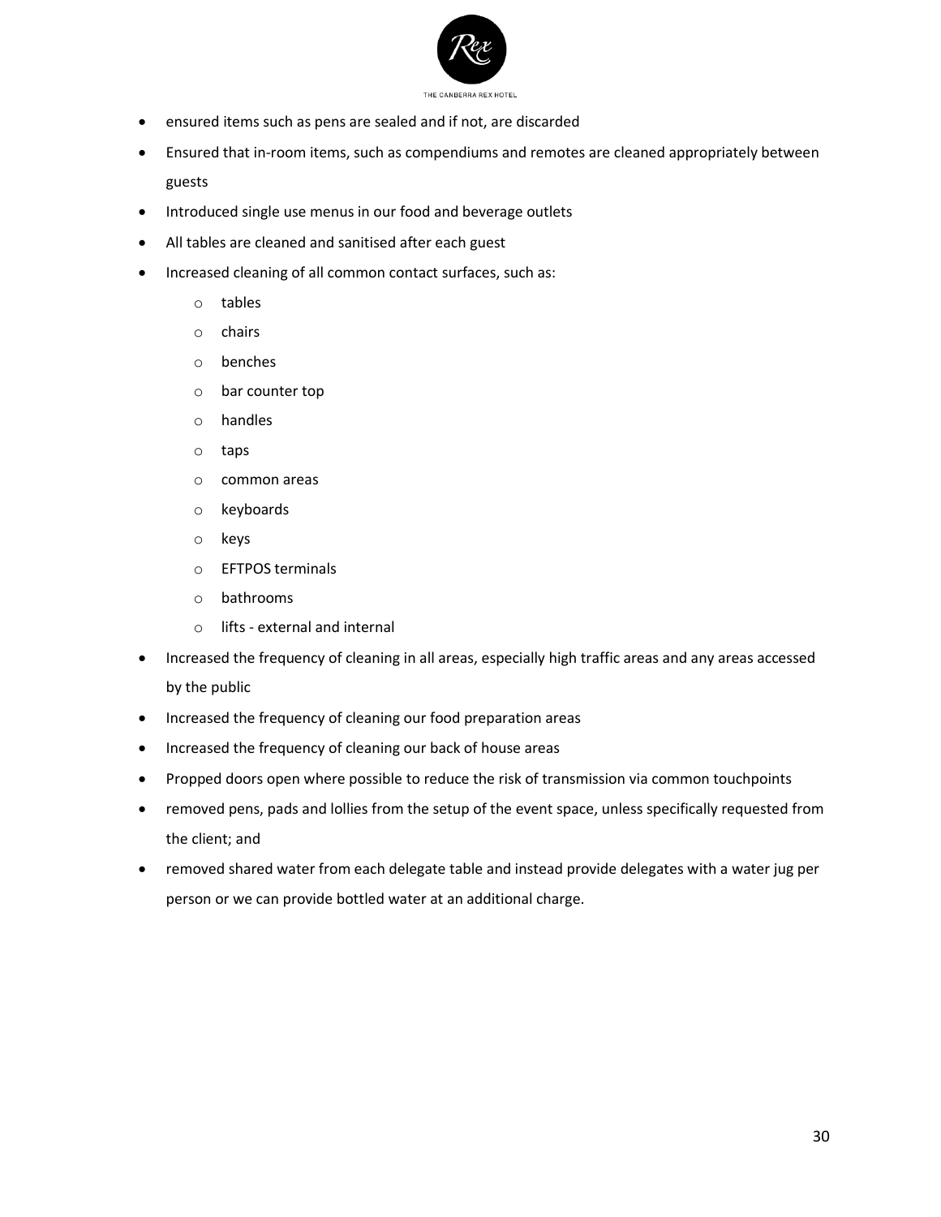- ensured items such as pens are sealed and if not, are discarded
- Ensured that in-room items, such as compendiums and remotes are cleaned appropriately between guests
- Introduced single use menus in our food and beverage outlets
- All tables are cleaned and sanitised after each guest
- Increased cleaning of all common contact surfaces, such as:
  - tables
  - chairs
  - benches
  - bar counter top
  - handles
  - taps
  - common areas
  - keyboards
  - keys
  - EFTPOS terminals
  - bathrooms
  - lifts - external and internal
- Increased the frequency of cleaning in all areas, especially high traffic areas and any areas accessed by the public
- Increased the frequency of cleaning our food preparation areas
- Increased the frequency of cleaning our back of house areas
- Propped doors open where possible to reduce the risk of transmission via common touchpoints
- removed pens, pads and lollies from the setup of the event space, unless specifically requested from the client; and
- removed shared water from each delegate table and instead provide delegates with a water jug per person or we can provide bottled water at an additional charge.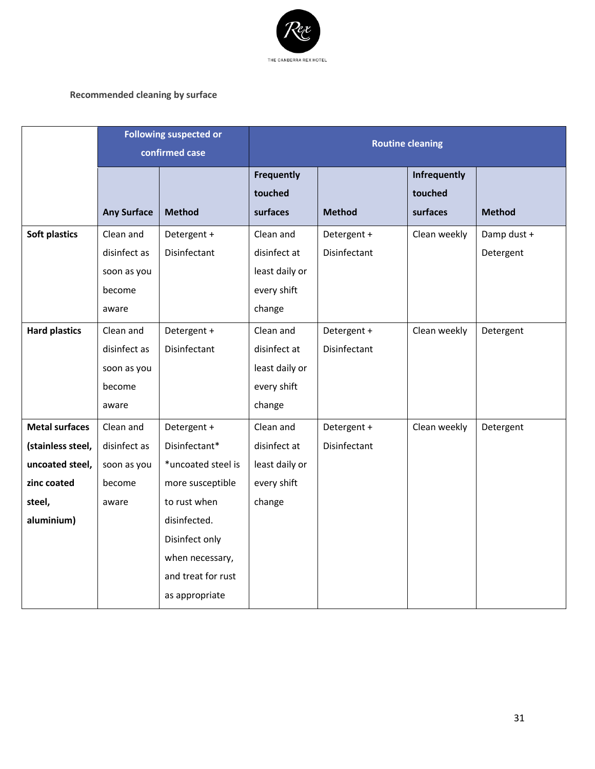Recommended cleaning by surface

| | Following suspected or confirmed case | | Routine cleaning | | | |
|---|---|---|---|---|---|---|
| | Any Surface | Method | Frequently touched surfaces | Method | Infrequently touched surfaces | Method |
| **Soft plastics** | Clean and disinfect as soon as you become aware | Detergent + Disinfectant | Clean and disinfect at least daily or every shift change | Detergent + Disinfectant | Clean weekly | Damp dust + Detergent |
| **Hard plastics** | Clean and disinfect as soon as you become aware | Detergent + Disinfectant | Clean and disinfect at least daily or every shift change | Detergent + Disinfectant | Clean weekly | Detergent |
| **Metal surfaces (stainless steel, uncoated steel, zinc coated steel, aluminium)** | Clean and disinfect as soon as you become aware | Detergent + Disinfectant* *uncoated steel is more susceptible to rust when disinfected. Disinfect only when necessary, and treat for rust as appropriate | Clean and disinfect at least daily or every shift change | Detergent + Disinfectant | Clean weekly | Detergent |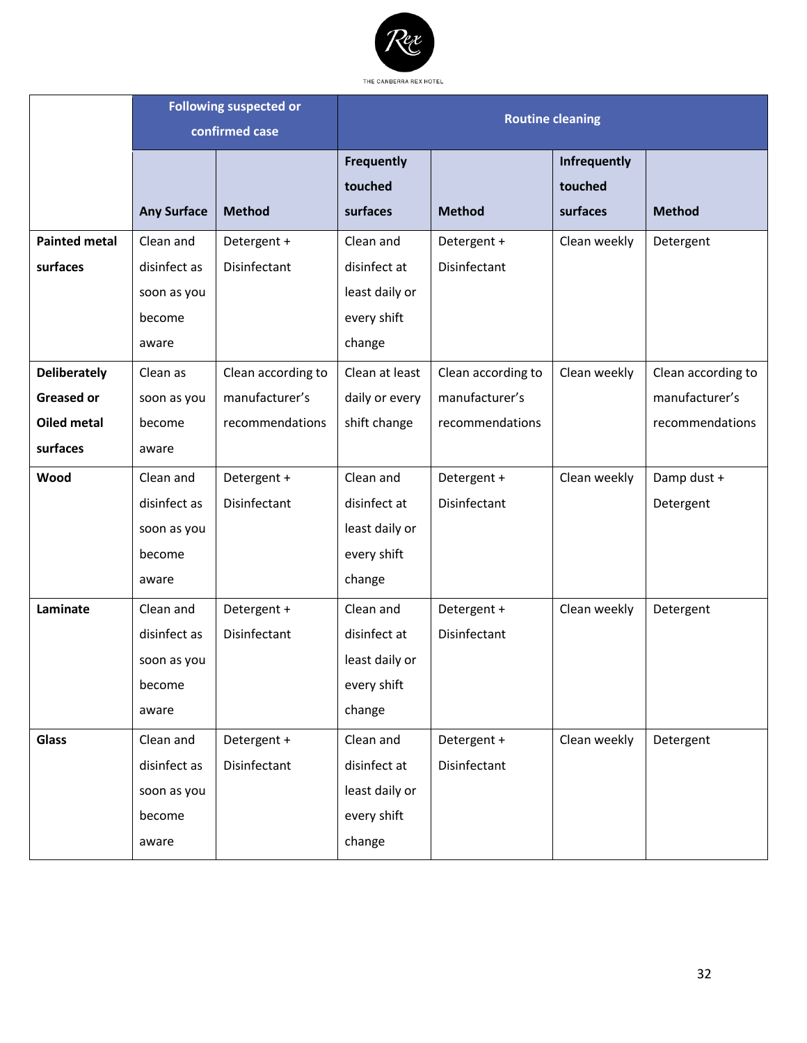| | Following suspected or confirmed case | | Routine cleaning | | | |
|---|---|---|---|---|---|---|
| | Any Surface | Method | Frequently touched surfaces | Method | Infrequently touched surfaces | Method |
| **Painted metal surfaces** | Clean and disinfect as soon as you become aware | Detergent + Disinfectant | Clean and disinfect at least daily or every shift change | Detergent + Disinfectant | Clean weekly | Detergent |
| **Deliberately Greased or Oiled metal surfaces** | Clean as soon as you become aware | Clean according to manufacturer's recommendations | Clean at least daily or every shift change | Clean according to manufacturer's recommendations | Clean weekly | Clean according to manufacturer's recommendations |
| **Wood** | Clean and disinfect as soon as you become aware | Detergent + Disinfectant | Clean and disinfect at least daily or every shift change | Detergent + Disinfectant | Clean weekly | Damp dust + Detergent |
| **Laminate** | Clean and disinfect as soon as you become aware | Detergent + Disinfectant | Clean and disinfect at least daily or every shift change | Detergent + Disinfectant | Clean weekly | Detergent |
| **Glass** | Clean and disinfect as soon as you become aware | Detergent + Disinfectant | Clean and disinfect at least daily or every shift change | Detergent + Disinfectant | Clean weekly | Detergent |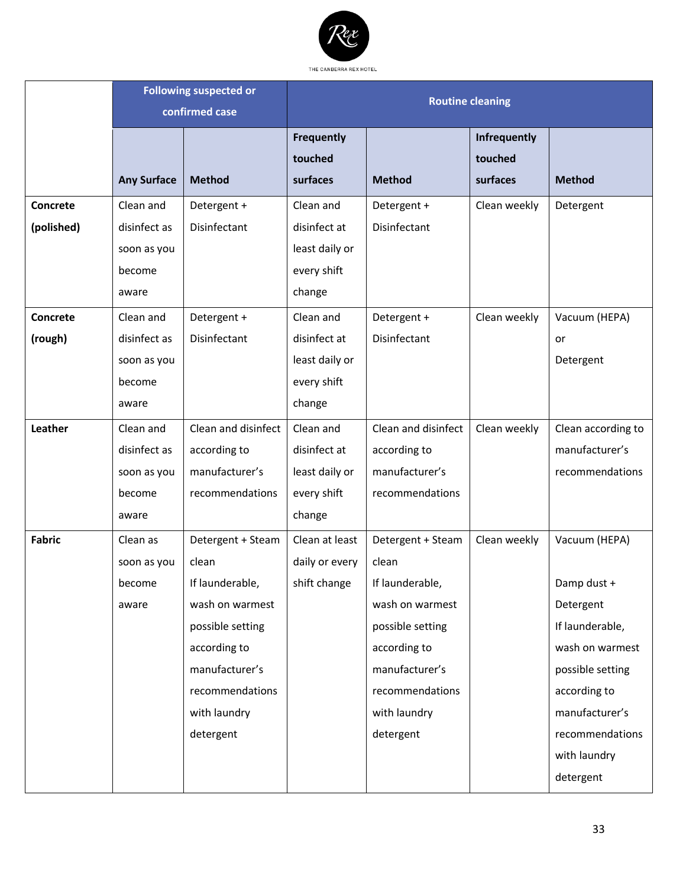| | Following suspected or confirmed case | | Routine cleaning | | | |
|---|---|---|---|---|---|---|
| | **Any Surface** | **Method** | **Frequently touched surfaces** | **Method** | **Infrequently touched surfaces** | **Method** |
| **Concrete (polished)** | Clean and disinfect as soon as you become aware | Detergent + Disinfectant | Clean and disinfect at least daily or every shift change | Detergent + Disinfectant | Clean weekly | Detergent |
| **Concrete (rough)** | Clean and disinfect as soon as you become aware | Detergent + Disinfectant | Clean and disinfect at least daily or every shift change | Detergent + Disinfectant | Clean weekly | Vacuum (HEPA) or Detergent |
| **Leather** | Clean and disinfect as soon as you become aware | Clean and disinfect according to manufacturer's recommendations | Clean and disinfect at least daily or every shift change | Clean and disinfect according to manufacturer's recommendations | Clean weekly | Clean according to manufacturer's recommendations |
| **Fabric** | Clean as soon as you become aware | Detergent + Steam clean If launderable, wash on warmest possible setting according to manufacturer's recommendations with laundry detergent | Clean at least daily or every shift change | Detergent + Steam clean If launderable, wash on warmest possible setting according to manufacturer's recommendations with laundry detergent | Clean weekly | Vacuum (HEPA) Damp dust + Detergent If launderable, wash on warmest possible setting according to manufacturer's recommendations with laundry detergent |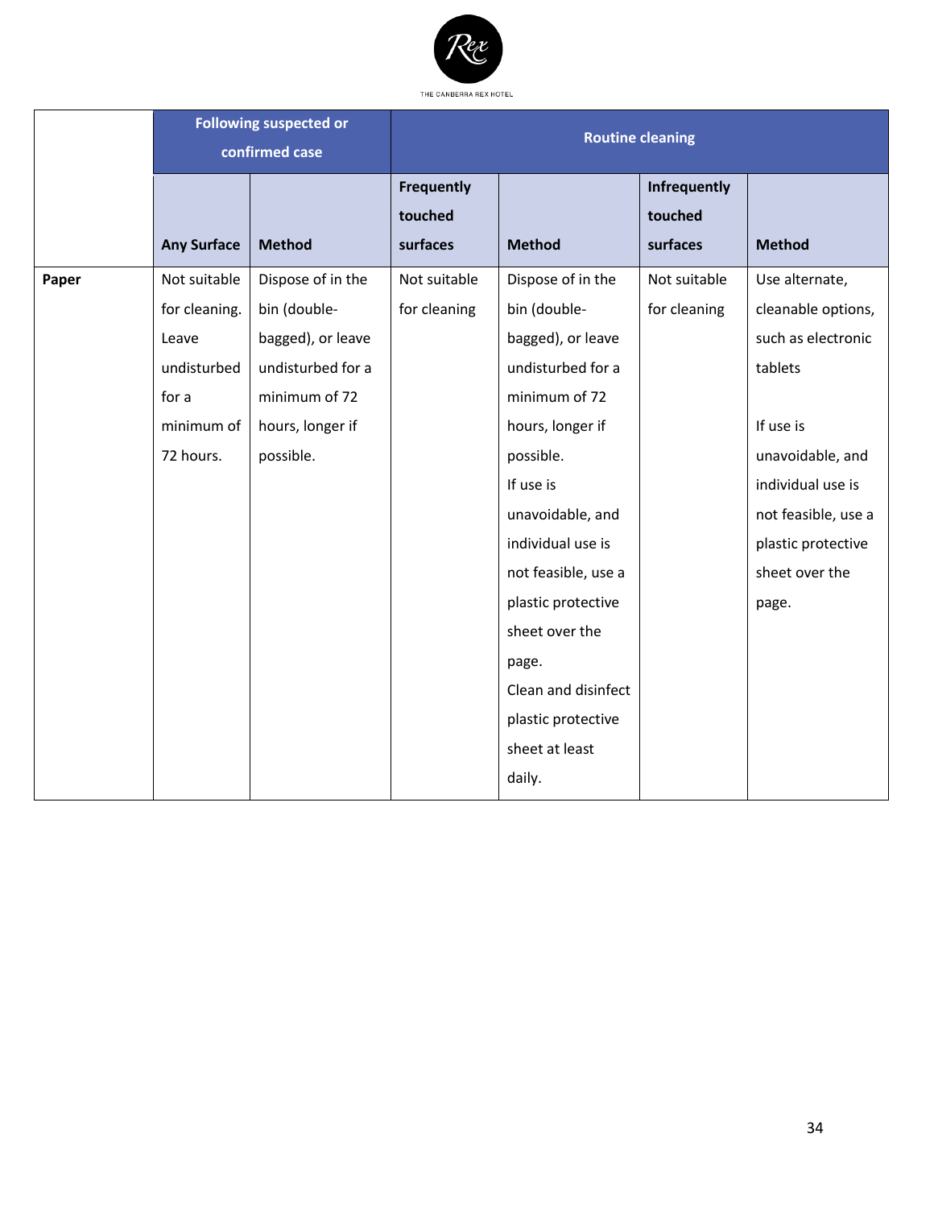| | Following suspected or confirmed case | | Routine cleaning | | | |
|---|---|---|---|---|---|---|
| | **Any Surface** | **Method** | **Frequently touched surfaces** | **Method** | **Infrequently touched surfaces** | **Method** |
| **Paper** | Not suitable for cleaning. Leave undisturbed for a minimum of 72 hours. | Dispose of in the bin (double-bagged), or leave undisturbed for a minimum of 72 hours, longer if possible. | Not suitable for cleaning | Dispose of in the bin (double-bagged), or leave undisturbed for a minimum of 72 hours, longer if possible.<br>If use is unavoidable, and individual use is not feasible, use a plastic protective sheet over the page.<br>Clean and disinfect plastic protective sheet at least daily. | Not suitable for cleaning | Use alternate, cleanable options, such as electronic tablets<br><br>If use is unavoidable, and individual use is not feasible, use a plastic protective sheet over the page. |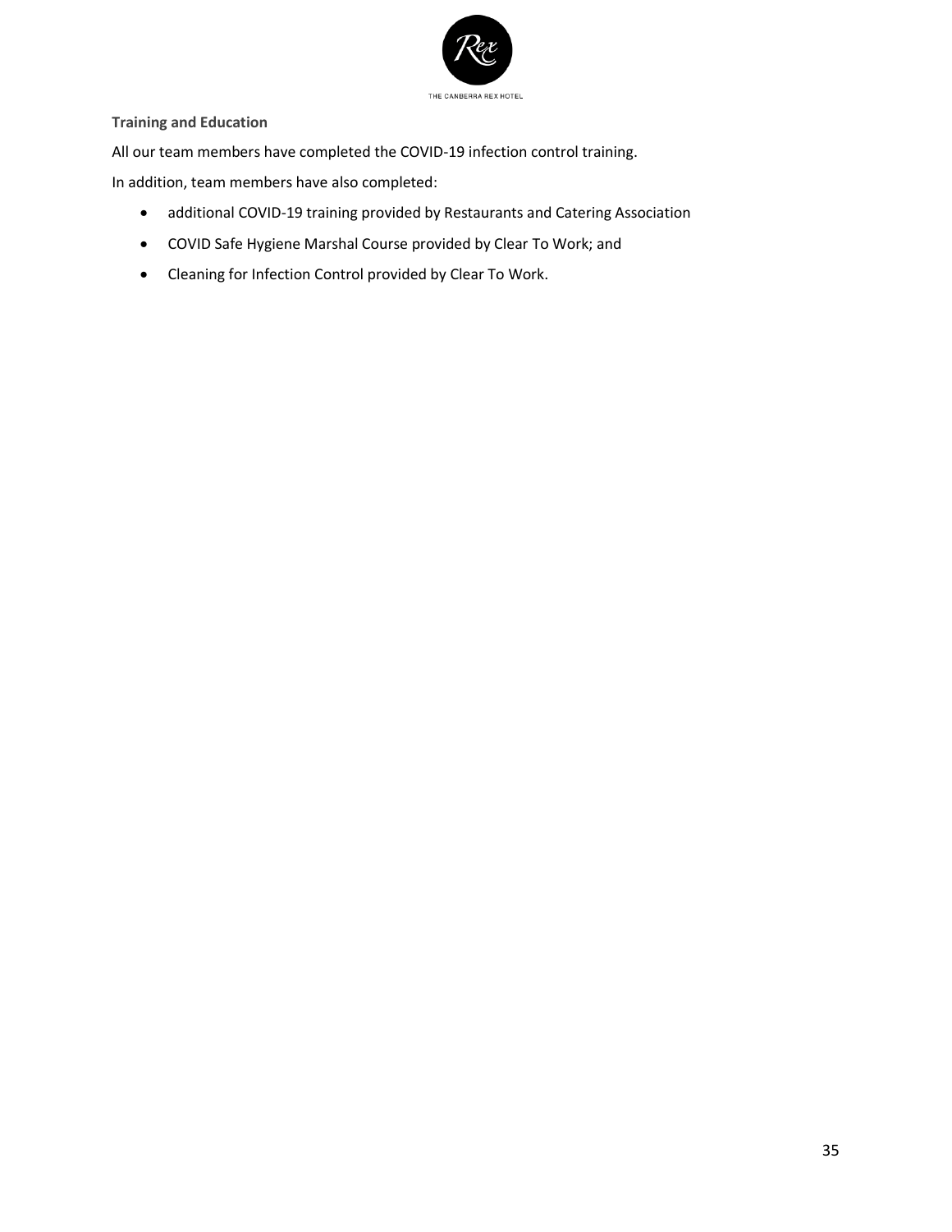**Training and Education**

All our team members have completed the COVID-19 infection control training.

In addition, team members have also completed:

- additional COVID-19 training provided by Restaurants and Catering Association
- COVID Safe Hygiene Marshal Course provided by Clear To Work; and
- Cleaning for Infection Control provided by Clear To Work.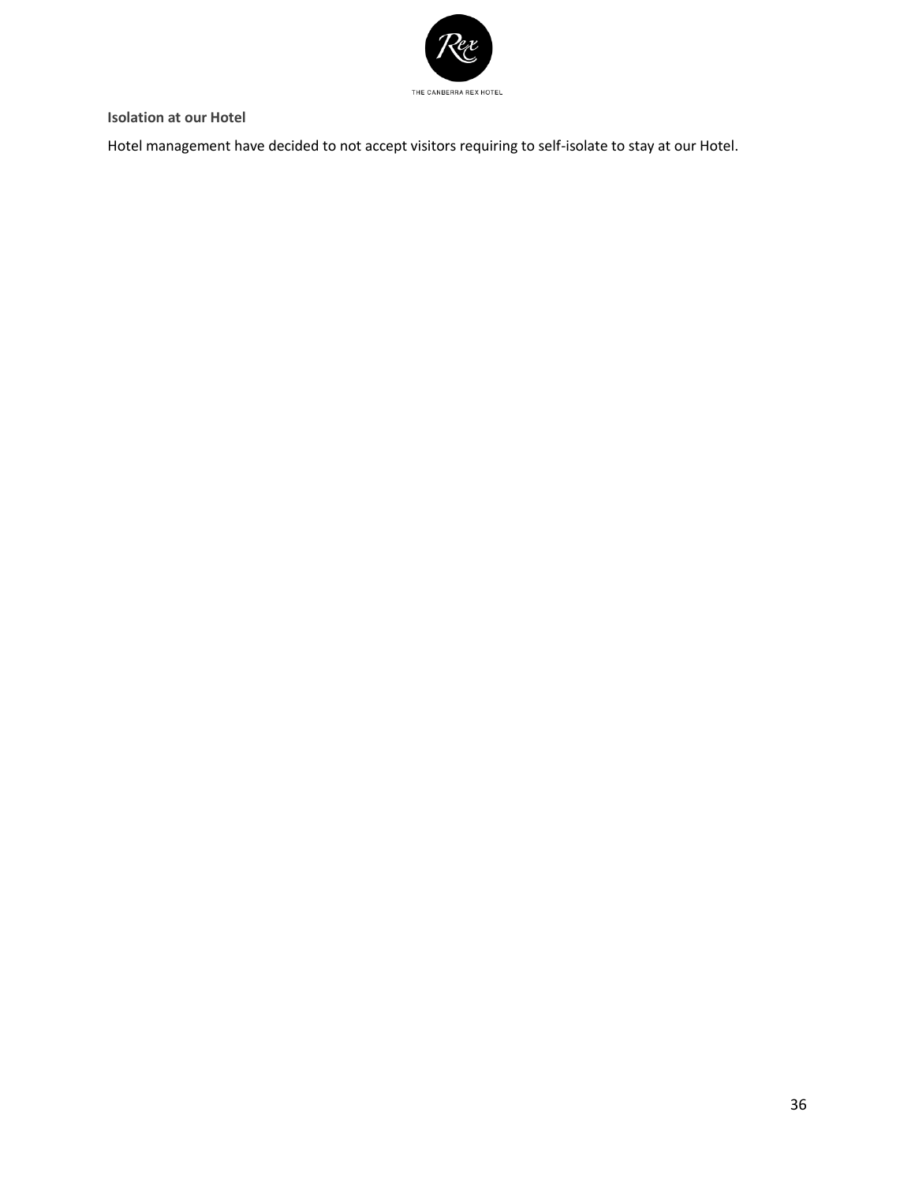**Isolation at our Hotel**

Hotel management have decided to not accept visitors requiring to self-isolate to stay at our Hotel.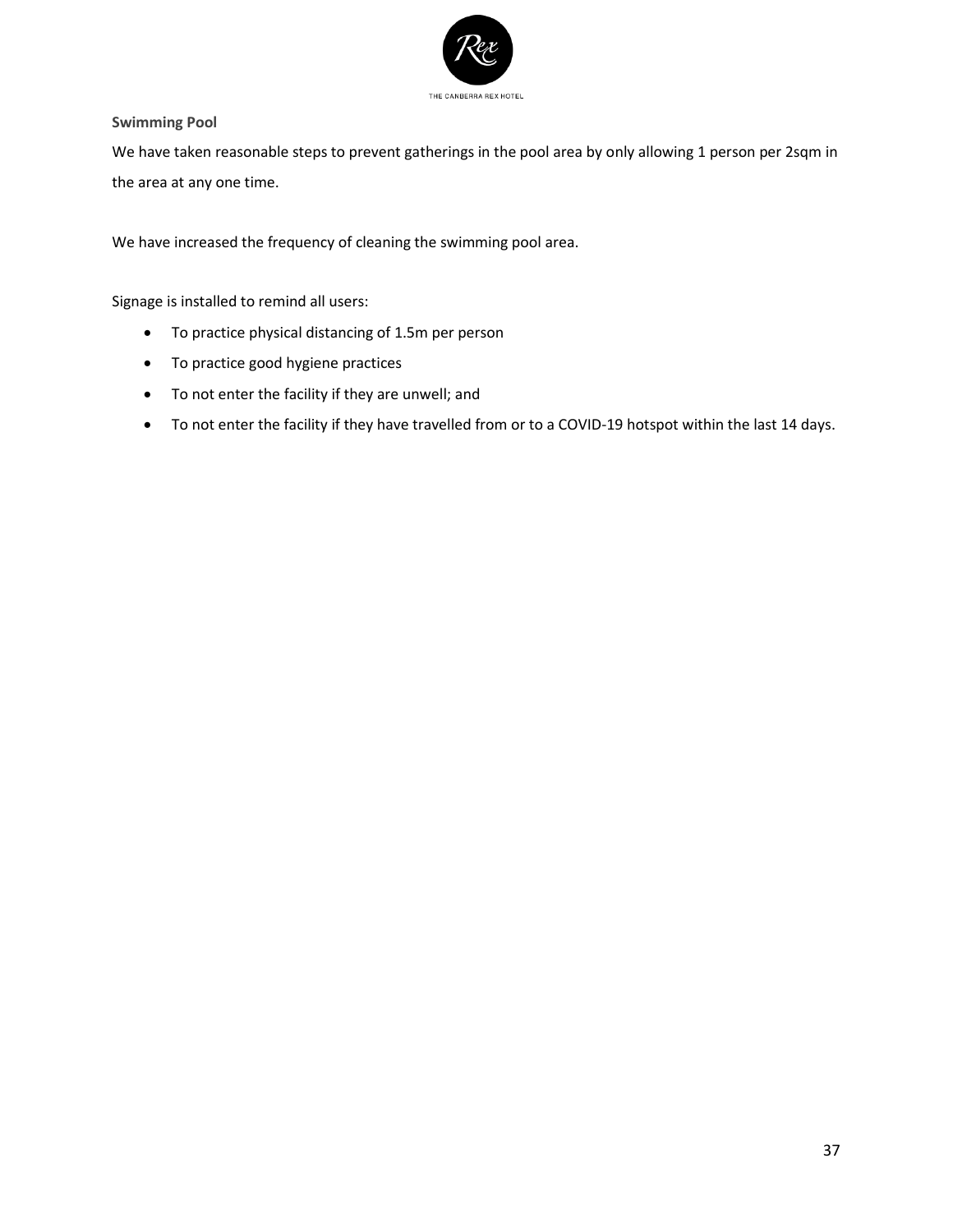### Swimming Pool

We have taken reasonable steps to prevent gatherings in the pool area by only allowing 1 person per 2sqm in the area at any one time.

We have increased the frequency of cleaning the swimming pool area.

Signage is installed to remind all users:

- To practice physical distancing of 1.5m per person
- To practice good hygiene practices
- To not enter the facility if they are unwell; and
- To not enter the facility if they have travelled from or to a COVID-19 hotspot within the last 14 days.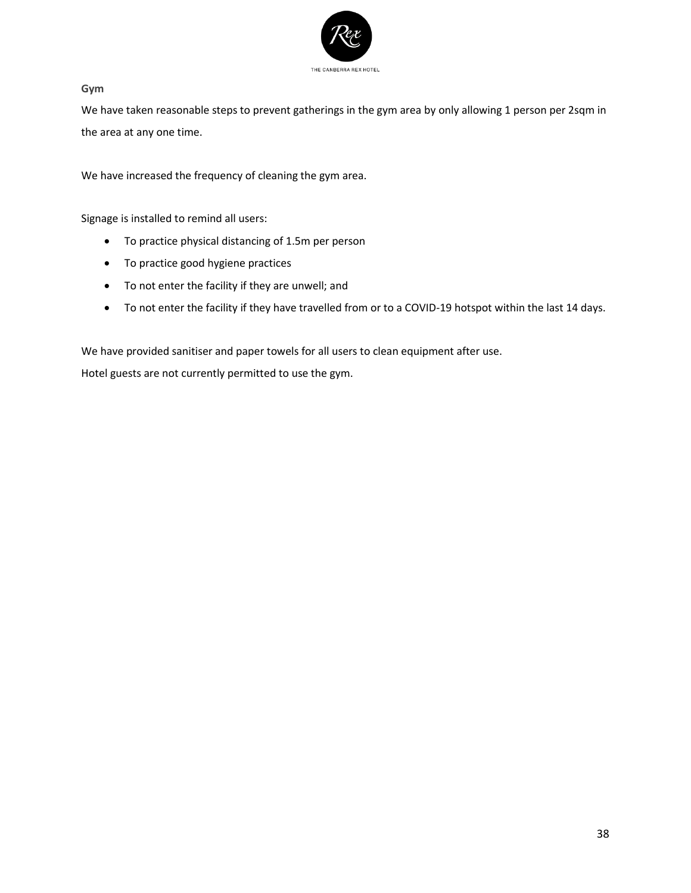### Gym

We have taken reasonable steps to prevent gatherings in the gym area by only allowing 1 person per 2sqm in the area at any one time.

We have increased the frequency of cleaning the gym area.

Signage is installed to remind all users:

- To practice physical distancing of 1.5m per person
- To practice good hygiene practices
- To not enter the facility if they are unwell; and
- To not enter the facility if they have travelled from or to a COVID-19 hotspot within the last 14 days.

We have provided sanitiser and paper towels for all users to clean equipment after use.

Hotel guests are not currently permitted to use the gym.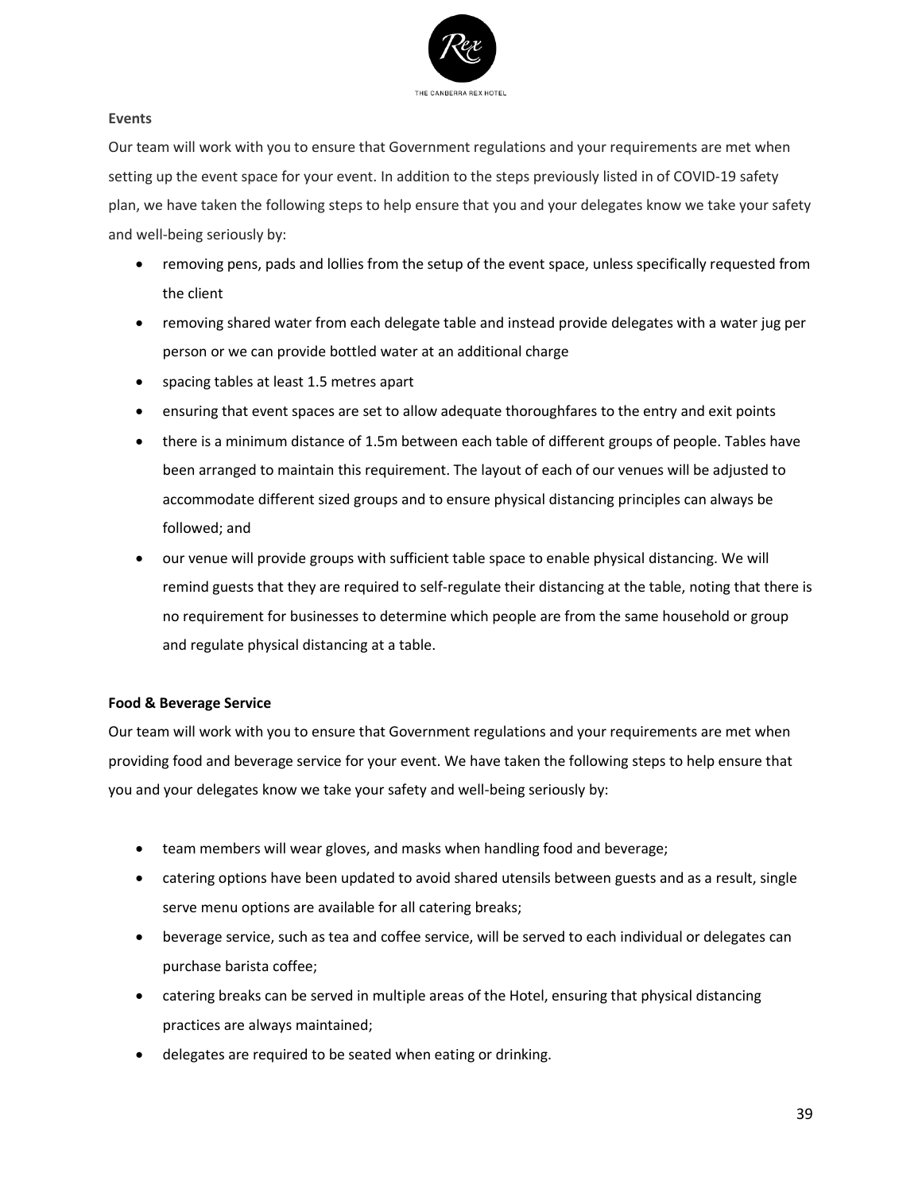**Events**

Our team will work with you to ensure that Government regulations and your requirements are met when setting up the event space for your event. In addition to the steps previously listed in of COVID-19 safety plan, we have taken the following steps to help ensure that you and your delegates know we take your safety and well-being seriously by:

- removing pens, pads and lollies from the setup of the event space, unless specifically requested from the client
- removing shared water from each delegate table and instead provide delegates with a water jug per person or we can provide bottled water at an additional charge
- spacing tables at least 1.5 metres apart
- ensuring that event spaces are set to allow adequate thoroughfares to the entry and exit points
- there is a minimum distance of 1.5m between each table of different groups of people. Tables have been arranged to maintain this requirement. The layout of each of our venues will be adjusted to accommodate different sized groups and to ensure physical distancing principles can always be followed; and
- our venue will provide groups with sufficient table space to enable physical distancing. We will remind guests that they are required to self-regulate their distancing at the table, noting that there is no requirement for businesses to determine which people are from the same household or group and regulate physical distancing at a table.

**Food & Beverage Service**

Our team will work with you to ensure that Government regulations and your requirements are met when providing food and beverage service for your event. We have taken the following steps to help ensure that you and your delegates know we take your safety and well-being seriously by:

- team members will wear gloves, and masks when handling food and beverage;
- catering options have been updated to avoid shared utensils between guests and as a result, single serve menu options are available for all catering breaks;
- beverage service, such as tea and coffee service, will be served to each individual or delegates can purchase barista coffee;
- catering breaks can be served in multiple areas of the Hotel, ensuring that physical distancing practices are always maintained;
- delegates are required to be seated when eating or drinking.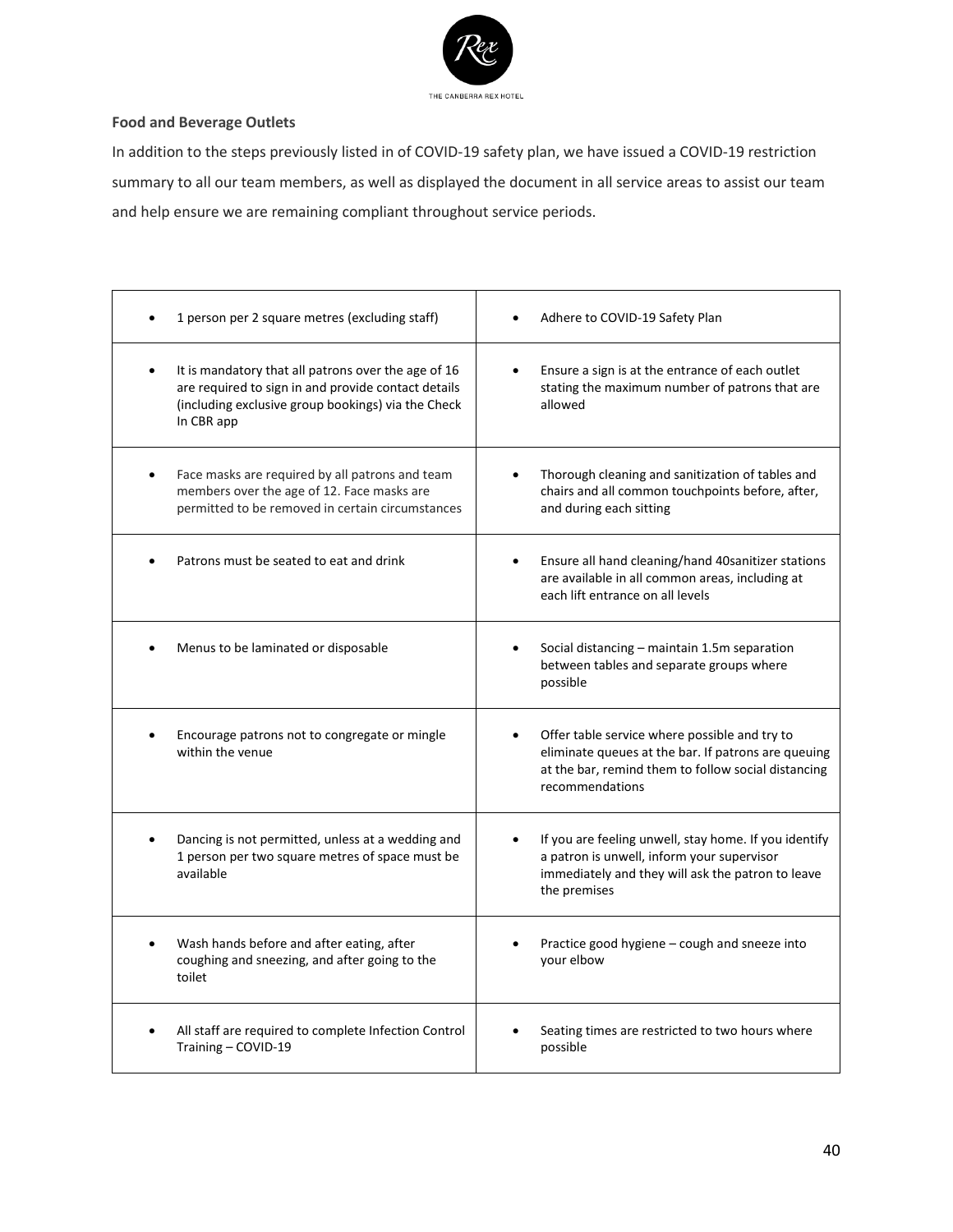**Food and Beverage Outlets**

In addition to the steps previously listed in of COVID-19 safety plan, we have issued a COVID-19 restriction summary to all our team members, as well as displayed the document in all service areas to assist our team and help ensure we are remaining compliant throughout service periods.

| | |
|---|---|
| • 1 person per 2 square metres (excluding staff) | • Adhere to COVID-19 Safety Plan |
| • It is mandatory that all patrons over the age of 16 are required to sign in and provide contact details (including exclusive group bookings) via the Check In CBR app | • Ensure a sign is at the entrance of each outlet stating the maximum number of patrons that are allowed |
| • Face masks are required by all patrons and team members over the age of 12. Face masks are permitted to be removed in certain circumstances | • Thorough cleaning and sanitization of tables and chairs and all common touchpoints before, after, and during each sitting |
| • Patrons must be seated to eat and drink | • Ensure all hand cleaning/hand 40sanitizer stations are available in all common areas, including at each lift entrance on all levels |
| • Menus to be laminated or disposable | • Social distancing – maintain 1.5m separation between tables and separate groups where possible |
| • Encourage patrons not to congregate or mingle within the venue | • Offer table service where possible and try to eliminate queues at the bar. If patrons are queuing at the bar, remind them to follow social distancing recommendations |
| • Dancing is not permitted, unless at a wedding and 1 person per two square metres of space must be available | • If you are feeling unwell, stay home. If you identify a patron is unwell, inform your supervisor immediately and they will ask the patron to leave the premises |
| • Wash hands before and after eating, after coughing and sneezing, and after going to the toilet | • Practice good hygiene – cough and sneeze into your elbow |
| • All staff are required to complete Infection Control Training – COVID-19 | • Seating times are restricted to two hours where possible |